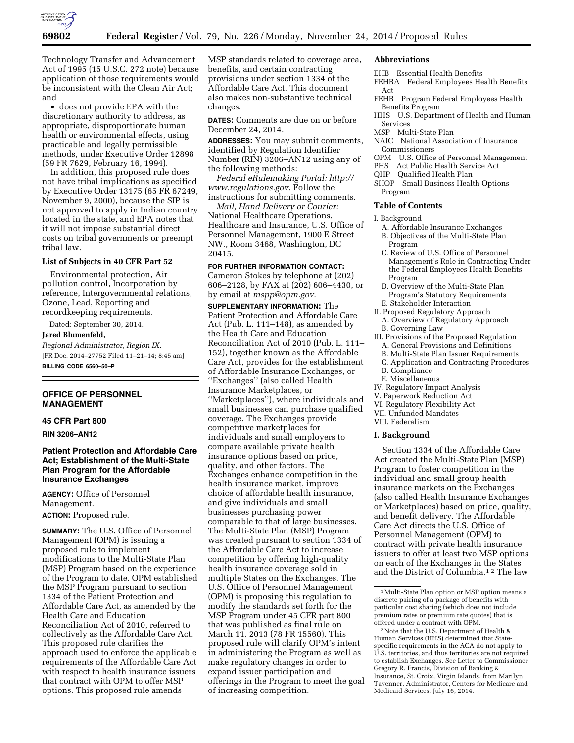Technology Transfer and Advancement Act of 1995 (15 U.S.C. 272 note) because application of those requirements would be inconsistent with the Clean Air Act; and

- does not provide EPA with the discretionary authority to address, as appropriate, disproportionate human health or environmental effects, using practicable and legally permissible methods, under Executive Order 12898 (59 FR 7629, February 16, 1994).

In addition, this proposed rule does not have tribal implications as specified by Executive Order 13175 (65 FR 67249, November 9, 2000), because the SIP is not approved to apply in Indian country located in the state, and EPA notes that it will not impose substantial direct costs on tribal governments or preempt tribal law.

### List of Subjects in 40 CFR Part 52

Environmental protection, Air pollution control, Incorporation by reference, Intergovernmental relations, Ozone, Lead, Reporting and recordkeeping requirements.

Dated: September 30, 2014.

**Jared Blumenfeld,**

*Regional Administrator, Region IX.*

[FR Doc. 2014–27752 Filed 11–21–14; 8:45 am]

**BILLING CODE 6560–50–P**

---

## OFFICE OF PERSONNEL MANAGEMENT

### 45 CFR Part 800

**RIN 3206–AN12**

## Patient Protection and Affordable Care Act; Establishment of the Multi-State Plan Program for the Affordable Insurance Exchanges

**AGENCY:** Office of Personnel Management.

**ACTION:** Proposed rule.

**SUMMARY:** The U.S. Office of Personnel Management (OPM) is issuing a proposed rule to implement modifications to the Multi-State Plan (MSP) Program based on the experience of the Program to date. OPM established the MSP Program pursuant to section 1334 of the Patient Protection and Affordable Care Act, as amended by the Health Care and Education Reconciliation Act of 2010, referred to collectively as the Affordable Care Act. This proposed rule clarifies the approach used to enforce the applicable requirements of the Affordable Care Act with respect to health insurance issuers that contract with OPM to offer MSP options. This proposed rule amends MSP standards related to coverage area, benefits, and certain contracting provisions under section 1334 of the Affordable Care Act. This document also makes non-substantive technical changes.

**DATES:** Comments are due on or before December 24, 2014.

**ADDRESSES:** You may submit comments, identified by Regulation Identifier Number (RIN) 3206–AN12 using any of the following methods:

*Federal eRulemaking Portal: http://www.regulations.gov.* Follow the instructions for submitting comments.

*Mail, Hand Delivery or Courier:* National Healthcare Operations, Healthcare and Insurance, U.S. Office of Personnel Management, 1900 E Street NW., Room 3468, Washington, DC 20415.

**FOR FURTHER INFORMATION CONTACT:** Cameron Stokes by telephone at (202) 606–2128, by FAX at (202) 606–4430, or by email at *mspp@opm.gov.*

**SUPPLEMENTARY INFORMATION:** The Patient Protection and Affordable Care Act (Pub. L. 111–148), as amended by the Health Care and Education Reconciliation Act of 2010 (Pub. L. 111–152), together known as the Affordable Care Act, provides for the establishment of Affordable Insurance Exchanges, or ''Exchanges'' (also called Health Insurance Marketplaces, or ''Marketplaces''), where individuals and small businesses can purchase qualified coverage. The Exchanges provide competitive marketplaces for individuals and small employers to compare available private health insurance options based on price, quality, and other factors. The Exchanges enhance competition in the health insurance market, improve choice of affordable health insurance, and give individuals and small businesses purchasing power comparable to that of large businesses. The Multi-State Plan (MSP) Program was created pursuant to section 1334 of the Affordable Care Act to increase competition by offering high-quality health insurance coverage sold in multiple States on the Exchanges. The U.S. Office of Personnel Management (OPM) is proposing this regulation to modify the standards set forth for the MSP Program under 45 CFR part 800 that was published as final rule on March 11, 2013 (78 FR 15560). This proposed rule will clarify OPM's intent in administering the Program as well as make regulatory changes in order to expand issuer participation and offerings in the Program to meet the goal of increasing competition.

### Abbreviations

EHB Essential Health Benefits
FEHBA Federal Employees Health Benefits Act
FEHB Program Federal Employees Health Benefits Program
HHS U.S. Department of Health and Human Services
MSP Multi-State Plan
NAIC National Association of Insurance Commissioners
OPM U.S. Office of Personnel Management
PHS Act Public Health Service Act
QHP Qualified Health Plan
SHOP Small Business Health Options Program

### Table of Contents

I. Background
  A. Affordable Insurance Exchanges
  B. Objectives of the Multi-State Plan Program
  C. Review of U.S. Office of Personnel Management's Role in Contracting Under the Federal Employees Health Benefits Program
  D. Overview of the Multi-State Plan Program's Statutory Requirements
  E. Stakeholder Interaction
II. Proposed Regulatory Approach
  A. Overview of Regulatory Approach
  B. Governing Law
III. Provisions of the Proposed Regulation
  A. General Provisions and Definitions
  B. Multi-State Plan Issuer Requirements
  C. Application and Contracting Procedures
  D. Compliance
  E. Miscellaneous
IV. Regulatory Impact Analysis
V. Paperwork Reduction Act
VI. Regulatory Flexibility Act
VII. Unfunded Mandates
VIII. Federalism

### I. Background

Section 1334 of the Affordable Care Act created the Multi-State Plan (MSP) Program to foster competition in the individual and small group health insurance markets on the Exchanges (also called Health Insurance Exchanges or Marketplaces) based on price, quality, and benefit delivery. The Affordable Care Act directs the U.S. Office of Personnel Management (OPM) to contract with private health insurance issuers to offer at least two MSP options on each of the Exchanges in the States and the District of Columbia.[1] [2] The law

---

[1] Multi-State Plan option or MSP option means a discrete pairing of a package of benefits with particular cost sharing (which does not include premium rates or premium rate quotes) that is offered under a contract with OPM.

[2] Note that the U.S. Department of Health & Human Services (HHS) determined that State-specific requirements in the ACA do not apply to U.S. territories, and thus territories are not required to establish Exchanges. See Letter to Commissioner Gregory R. Francis, Division of Banking & Insurance, St. Croix, Virgin Islands, from Marilyn Tavenner, Administrator, Centers for Medicare and Medicaid Services, July 16, 2014.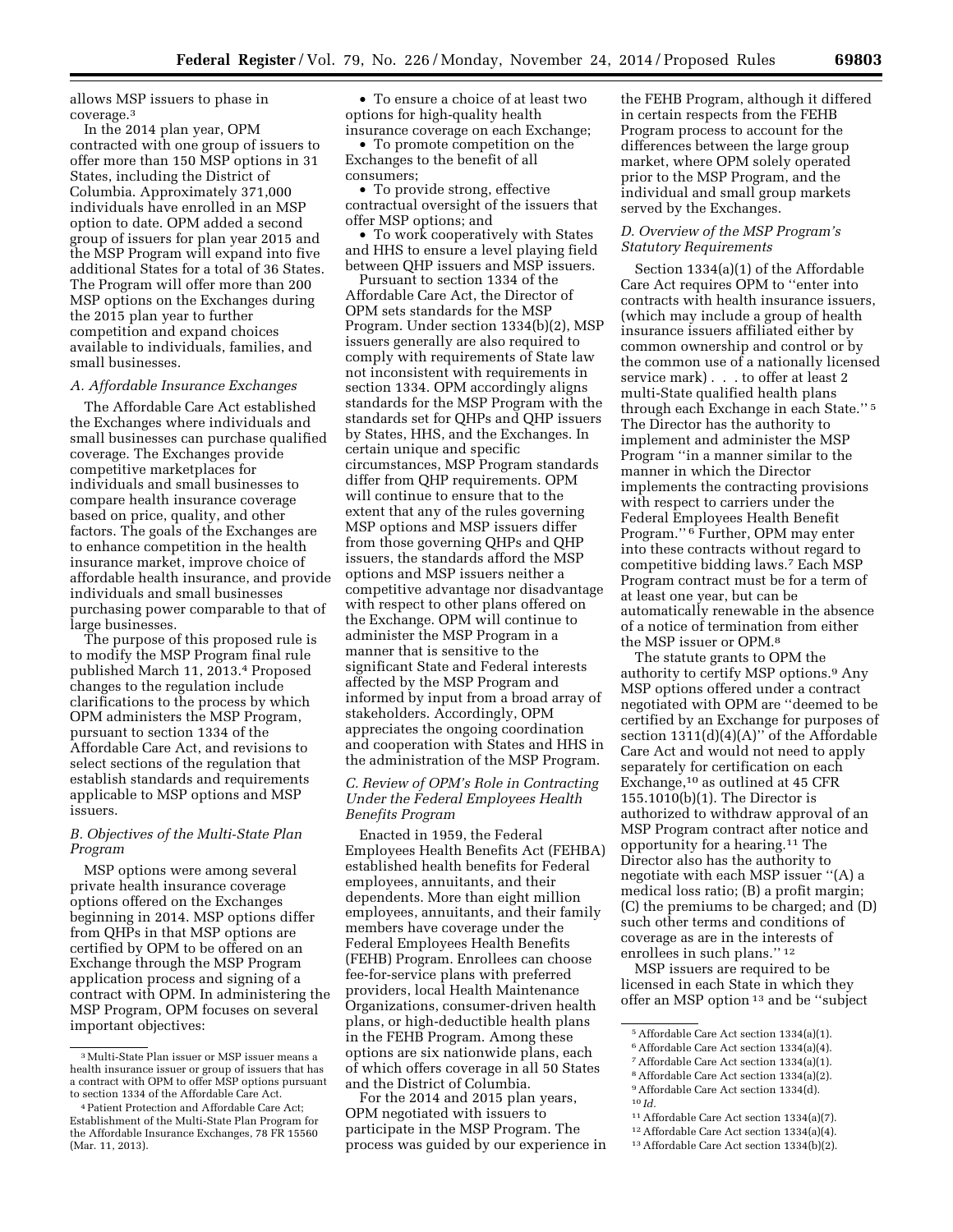allows MSP issuers to phase in coverage.[3]

In the 2014 plan year, OPM contracted with one group of issuers to offer more than 150 MSP options in 31 States, including the District of Columbia. Approximately 371,000 individuals have enrolled in an MSP option to date. OPM added a second group of issuers for plan year 2015 and the MSP Program will expand into five additional States for a total of 36 States. The Program will offer more than 200 MSP options on the Exchanges during the 2015 plan year to further competition and expand choices available to individuals, families, and small businesses.

### *A. Affordable Insurance Exchanges*

The Affordable Care Act established the Exchanges where individuals and small businesses can purchase qualified coverage. The Exchanges provide competitive marketplaces for individuals and small businesses to compare health insurance coverage based on price, quality, and other factors. The goals of the Exchanges are to enhance competition in the health insurance market, improve choice of affordable health insurance, and provide individuals and small businesses purchasing power comparable to that of large businesses.

The purpose of this proposed rule is to modify the MSP Program final rule published March 11, 2013.[4] Proposed changes to the regulation include clarifications to the process by which OPM administers the MSP Program, pursuant to section 1334 of the Affordable Care Act, and revisions to select sections of the regulation that establish standards and requirements applicable to MSP options and MSP issuers.

### *B. Objectives of the Multi-State Plan Program*

MSP options were among several private health insurance coverage options offered on the Exchanges beginning in 2014. MSP options differ from QHPs in that MSP options are certified by OPM to be offered on an Exchange through the MSP Program application process and signing of a contract with OPM. In administering the MSP Program, OPM focuses on several important objectives:

- To ensure a choice of at least two options for high-quality health insurance coverage on each Exchange;
- To promote competition on the Exchanges to the benefit of all consumers;
- To provide strong, effective contractual oversight of the issuers that offer MSP options; and
- To work cooperatively with States and HHS to ensure a level playing field between QHP issuers and MSP issuers.

Pursuant to section 1334 of the Affordable Care Act, the Director of OPM sets standards for the MSP Program. Under section 1334(b)(2), MSP issuers generally are also required to comply with requirements of State law not inconsistent with requirements in section 1334. OPM accordingly aligns standards for the MSP Program with the standards set for QHPs and QHP issuers by States, HHS, and the Exchanges. In certain unique and specific circumstances, MSP Program standards differ from QHP requirements. OPM will continue to ensure that to the extent that any of the rules governing MSP options and MSP issuers differ from those governing QHPs and QHP issuers, the standards afford the MSP options and MSP issuers neither a competitive advantage nor disadvantage with respect to other plans offered on the Exchange. OPM will continue to administer the MSP Program in a manner that is sensitive to the significant State and Federal interests affected by the MSP Program and informed by input from a broad array of stakeholders. Accordingly, OPM appreciates the ongoing coordination and cooperation with States and HHS in the administration of the MSP Program.

### *C. Review of OPM's Role in Contracting Under the Federal Employees Health Benefits Program*

Enacted in 1959, the Federal Employees Health Benefits Act (FEHBA) established health benefits for Federal employees, annuitants, and their dependents. More than eight million employees, annuitants, and their family members have coverage under the Federal Employees Health Benefits (FEHB) Program. Enrollees can choose fee-for-service plans with preferred providers, local Health Maintenance Organizations, consumer-driven health plans, or high-deductible health plans in the FEHB Program. Among these options are six nationwide plans, each of which offers coverage in all 50 States and the District of Columbia.

For the 2014 and 2015 plan years, OPM negotiated with issuers to participate in the MSP Program. The process was guided by our experience in the FEHB Program, although it differed in certain respects from the FEHB Program process to account for the differences between the large group market, where OPM solely operated prior to the MSP Program, and the individual and small group markets served by the Exchanges.

### *D. Overview of the MSP Program's Statutory Requirements*

Section 1334(a)(1) of the Affordable Care Act requires OPM to "enter into contracts with health insurance issuers, (which may include a group of health insurance issuers affiliated either by common ownership and control or by the common use of a nationally licensed service mark) . . . to offer at least 2 multi-State qualified health plans through each Exchange in each State."[5] The Director has the authority to implement and administer the MSP Program "in a manner similar to the manner in which the Director implements the contracting provisions with respect to carriers under the Federal Employees Health Benefit Program."[6] Further, OPM may enter into these contracts without regard to competitive bidding laws.[7] Each MSP Program contract must be for a term of at least one year, but can be automatically renewable in the absence of a notice of termination from either the MSP issuer or OPM.[8]

The statute grants to OPM the authority to certify MSP options.[9] Any MSP options offered under a contract negotiated with OPM are "deemed to be certified by an Exchange for purposes of section 1311(d)(4)(A)" of the Affordable Care Act and would not need to apply separately for certification on each Exchange,[10] as outlined at 45 CFR 155.1010(b)(1). The Director is authorized to withdraw approval of an MSP Program contract after notice and opportunity for a hearing.[11] The Director also has the authority to negotiate with each MSP issuer "(A) a medical loss ratio; (B) a profit margin; (C) the premiums to be charged; and (D) such other terms and conditions of coverage as are in the interests of enrollees in such plans."[12]

MSP issuers are required to be licensed in each State in which they offer an MSP option[13] and be "subject

---

[3] Multi-State Plan issuer or MSP issuer means a health insurance issuer or group of issuers that has a contract with OPM to offer MSP options pursuant to section 1334 of the Affordable Care Act.

[4] Patient Protection and Affordable Care Act; Establishment of the Multi-State Plan Program for the Affordable Insurance Exchanges, 78 FR 15560 (Mar. 11, 2013).

[5] Affordable Care Act section 1334(a)(1).

[6] Affordable Care Act section 1334(a)(4).

[7] Affordable Care Act section 1334(a)(1).

[8] Affordable Care Act section 1334(a)(2).

[9] Affordable Care Act section 1334(d).

[10] *Id.*

[11] Affordable Care Act section 1334(a)(7).

[12] Affordable Care Act section 1334(a)(4).

[13] Affordable Care Act section 1334(b)(2).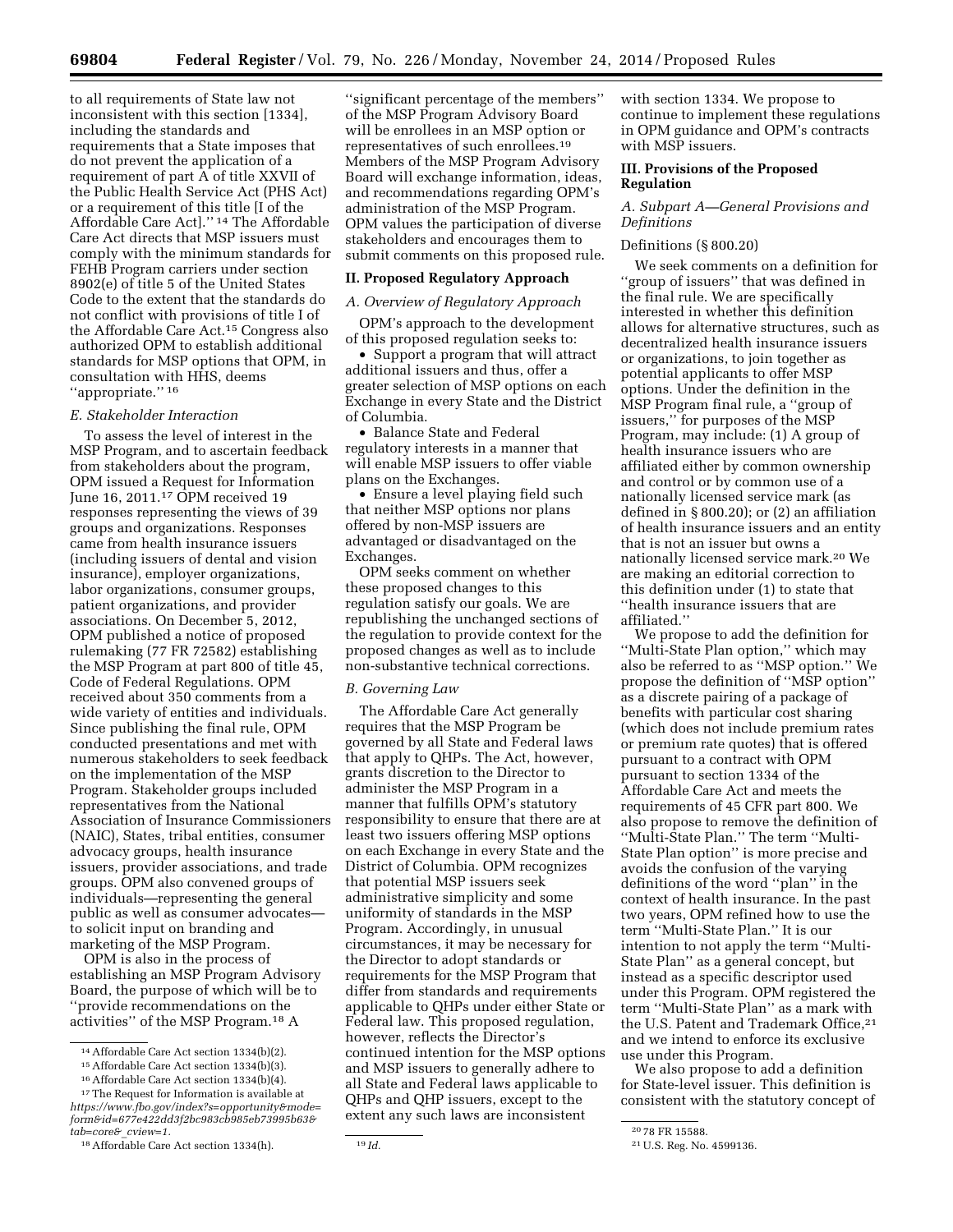to all requirements of State law not inconsistent with this section [1334], including the standards and requirements that a State imposes that do not prevent the application of a requirement of part A of title XXVII of the Public Health Service Act (PHS Act) or a requirement of this title [I of the Affordable Care Act].'' [14] The Affordable Care Act directs that MSP issuers must comply with the minimum standards for FEHB Program carriers under section 8902(e) of title 5 of the United States Code to the extent that the standards do not conflict with provisions of title I of the Affordable Care Act.[15] Congress also authorized OPM to establish additional standards for MSP options that OPM, in consultation with HHS, deems ''appropriate.'' [16]

### *E. Stakeholder Interaction*

To assess the level of interest in the MSP Program, and to ascertain feedback from stakeholders about the program, OPM issued a Request for Information June 16, 2011.[17] OPM received 19 responses representing the views of 39 groups and organizations. Responses came from health insurance issuers (including issuers of dental and vision insurance), employer organizations, labor organizations, consumer groups, patient organizations, and provider associations. On December 5, 2012, OPM published a notice of proposed rulemaking (77 FR 72582) establishing the MSP Program at part 800 of title 45, Code of Federal Regulations. OPM received about 350 comments from a wide variety of entities and individuals. Since publishing the final rule, OPM conducted presentations and met with numerous stakeholders to seek feedback on the implementation of the MSP Program. Stakeholder groups included representatives from the National Association of Insurance Commissioners (NAIC), States, tribal entities, consumer advocacy groups, health insurance issuers, provider associations, and trade groups. OPM also convened groups of individuals—representing the general public as well as consumer advocates—to solicit input on branding and marketing of the MSP Program.

OPM is also in the process of establishing an MSP Program Advisory Board, the purpose of which will be to ''provide recommendations on the activities'' of the MSP Program.[18] A ''significant percentage of the members'' of the MSP Program Advisory Board will be enrollees in an MSP option or representatives of such enrollees.[19] Members of the MSP Program Advisory Board will exchange information, ideas, and recommendations regarding OPM's administration of the MSP Program. OPM values the participation of diverse stakeholders and encourages them to submit comments on this proposed rule.

## II. Proposed Regulatory Approach

### *A. Overview of Regulatory Approach*

OPM's approach to the development of this proposed regulation seeks to:

- Support a program that will attract additional issuers and thus, offer a greater selection of MSP options on each Exchange in every State and the District of Columbia.
- Balance State and Federal regulatory interests in a manner that will enable MSP issuers to offer viable plans on the Exchanges.
- Ensure a level playing field such that neither MSP options nor plans offered by non-MSP issuers are advantaged or disadvantaged on the Exchanges.

OPM seeks comment on whether these proposed changes to this regulation satisfy our goals. We are republishing the unchanged sections of the regulation to provide context for the proposed changes as well as to include non-substantive technical corrections.

### *B. Governing Law*

The Affordable Care Act generally requires that the MSP Program be governed by all State and Federal laws that apply to QHPs. The Act, however, grants discretion to the Director to administer the MSP Program in a manner that fulfills OPM's statutory responsibility to ensure that there are at least two issuers offering MSP options on each Exchange in every State and the District of Columbia. OPM recognizes that potential MSP issuers seek administrative simplicity and some uniformity of standards in the MSP Program. Accordingly, in unusual circumstances, it may be necessary for the Director to adopt standards or requirements for the MSP Program that differ from standards and requirements applicable to QHPs under either State or Federal law. This proposed regulation, however, reflects the Director's continued intention for the MSP options and MSP issuers to generally adhere to all State and Federal laws applicable to QHPs and QHP issuers, except to the extent any such laws are inconsistent with section 1334. We propose to continue to implement these regulations in OPM guidance and OPM's contracts with MSP issuers.

## III. Provisions of the Proposed Regulation

### *A. Subpart A—General Provisions and Definitions*

Definitions (§ 800.20)

We seek comments on a definition for ''group of issuers'' that was defined in the final rule. We are specifically interested in whether this definition allows for alternative structures, such as decentralized health insurance issuers or organizations, to join together as potential applicants to offer MSP options. Under the definition in the MSP Program final rule, a ''group of issuers,'' for purposes of the MSP Program, may include: (1) A group of health insurance issuers who are affiliated either by common ownership and control or by common use of a nationally licensed service mark (as defined in § 800.20); or (2) an affiliation of health insurance issuers and an entity that is not an issuer but owns a nationally licensed service mark.[20] We are making an editorial correction to this definition under (1) to state that ''health insurance issuers that are affiliated.''

We propose to add the definition for ''Multi-State Plan option,'' which may also be referred to as ''MSP option.'' We propose the definition of ''MSP option'' as a discrete pairing of a package of benefits with particular cost sharing (which does not include premium rates or premium rate quotes) that is offered pursuant to a contract with OPM pursuant to section 1334 of the Affordable Care Act and meets the requirements of 45 CFR part 800. We also propose to remove the definition of ''Multi-State Plan.'' The term ''Multi-State Plan option'' is more precise and avoids the confusion of the varying definitions of the word ''plan'' in the context of health insurance. In the past two years, OPM refined how to use the term ''Multi-State Plan.'' It is our intention to not apply the term ''Multi-State Plan'' as a general concept, but instead as a specific descriptor used under this Program. OPM registered the term ''Multi-State Plan'' as a mark with the U.S. Patent and Trademark Office,[21] and we intend to enforce its exclusive use under this Program.

We also propose to add a definition for State-level issuer. This definition is consistent with the statutory concept of

---

[14] Affordable Care Act section 1334(b)(2).

[15] Affordable Care Act section 1334(b)(3).

[16] Affordable Care Act section 1334(b)(4).

[17] The Request for Information is available at *https://www.fbo.gov/index?s=opportunity&mode=form&id=677e422dd3f2bc983cb985eb73995b63&tab=core&_cview=1.*

[18] Affordable Care Act section 1334(h).

[19] *Id.*

[20] 78 FR 15588.

[21] U.S. Reg. No. 4599136.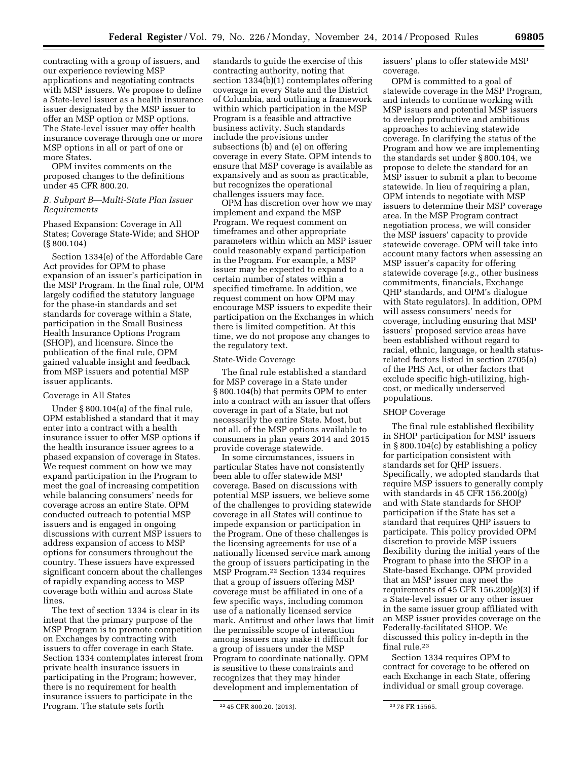contracting with a group of issuers, and our experience reviewing MSP applications and negotiating contracts with MSP issuers. We propose to define a State-level issuer as a health insurance issuer designated by the MSP issuer to offer an MSP option or MSP options. The State-level issuer may offer health insurance coverage through one or more MSP options in all or part of one or more States.

OPM invites comments on the proposed changes to the definitions under 45 CFR 800.20.

### *B. Subpart B—Multi-State Plan Issuer Requirements*

Phased Expansion: Coverage in All States; Coverage State-Wide; and SHOP (§ 800.104)

Section 1334(e) of the Affordable Care Act provides for OPM to phase expansion of an issuer's participation in the MSP Program. In the final rule, OPM largely codified the statutory language for the phase-in standards and set standards for coverage within a State, participation in the Small Business Health Insurance Options Program (SHOP), and licensure. Since the publication of the final rule, OPM gained valuable insight and feedback from MSP issuers and potential MSP issuer applicants.

Coverage in All States

Under § 800.104(a) of the final rule, OPM established a standard that it may enter into a contract with a health insurance issuer to offer MSP options if the health insurance issuer agrees to a phased expansion of coverage in States. We request comment on how we may expand participation in the Program to meet the goal of increasing competition while balancing consumers' needs for coverage across an entire State. OPM conducted outreach to potential MSP issuers and is engaged in ongoing discussions with current MSP issuers to address expansion of access to MSP options for consumers throughout the country. These issuers have expressed significant concern about the challenges of rapidly expanding access to MSP coverage both within and across State lines.

The text of section 1334 is clear in its intent that the primary purpose of the MSP Program is to promote competition on Exchanges by contracting with issuers to offer coverage in each State. Section 1334 contemplates interest from private health insurance issuers in participating in the Program; however, there is no requirement for health insurance issuers to participate in the Program. The statute sets forth standards to guide the exercise of this contracting authority, noting that section 1334(b)(1) contemplates offering coverage in every State and the District of Columbia, and outlining a framework within which participation in the MSP Program is a feasible and attractive business activity. Such standards include the provisions under subsections (b) and (e) on offering coverage in every State. OPM intends to ensure that MSP coverage is available as expansively and as soon as practicable, but recognizes the operational challenges issuers may face.

OPM has discretion over how we may implement and expand the MSP Program. We request comment on timeframes and other appropriate parameters within which an MSP issuer could reasonably expand participation in the Program. For example, a MSP issuer may be expected to expand to a certain number of states within a specified timeframe. In addition, we request comment on how OPM may encourage MSP issuers to expedite their participation on the Exchanges in which there is limited competition. At this time, we do not propose any changes to the regulatory text.

State-Wide Coverage

The final rule established a standard for MSP coverage in a State under § 800.104(b) that permits OPM to enter into a contract with an issuer that offers coverage in part of a State, but not necessarily the entire State. Most, but not all, of the MSP options available to consumers in plan years 2014 and 2015 provide coverage statewide.

In some circumstances, issuers in particular States have not consistently been able to offer statewide MSP coverage. Based on discussions with potential MSP issuers, we believe some of the challenges to providing statewide coverage in all States will continue to impede expansion or participation in the Program. One of these challenges is the licensing agreements for use of a nationally licensed service mark among the group of issuers participating in the MSP Program.[22] Section 1334 requires that a group of issuers offering MSP coverage must be affiliated in one of a few specific ways, including common use of a nationally licensed service mark. Antitrust and other laws that limit the permissible scope of interaction among issuers may make it difficult for a group of issuers under the MSP Program to coordinate nationally. OPM is sensitive to these constraints and recognizes that they may hinder development and implementation of issuers' plans to offer statewide MSP coverage.

OPM is committed to a goal of statewide coverage in the MSP Program, and intends to continue working with MSP issuers and potential MSP issuers to develop productive and ambitious approaches to achieving statewide coverage. In clarifying the status of the Program and how we are implementing the standards set under § 800.104, we propose to delete the standard for an MSP issuer to submit a plan to become statewide. In lieu of requiring a plan, OPM intends to negotiate with MSP issuers to determine their MSP coverage area. In the MSP Program contract negotiation process, we will consider the MSP issuers' capacity to provide statewide coverage. OPM will take into account many factors when assessing an MSP issuer's capacity for offering statewide coverage (*e.g.,* other business commitments, financials, Exchange QHP standards, and OPM's dialogue with State regulators). In addition, OPM will assess consumers' needs for coverage, including ensuring that MSP issuers' proposed service areas have been established without regard to racial, ethnic, language, or health status-related factors listed in section 2705(a) of the PHS Act, or other factors that exclude specific high-utilizing, high-cost, or medically underserved populations.

SHOP Coverage

The final rule established flexibility in SHOP participation for MSP issuers in § 800.104(c) by establishing a policy for participation consistent with standards set for QHP issuers. Specifically, we adopted standards that require MSP issuers to generally comply with standards in 45 CFR 156.200(g) and with State standards for SHOP participation if the State has set a standard that requires QHP issuers to participate. This policy provided OPM discretion to provide MSP issuers flexibility during the initial years of the Program to phase into the SHOP in a State-based Exchange. OPM provided that an MSP issuer may meet the requirements of 45 CFR 156.200(g)(3) if a State-level issuer or any other issuer in the same issuer group affiliated with an MSP issuer provides coverage on the Federally-facilitated SHOP. We discussed this policy in-depth in the final rule.[23]

Section 1334 requires OPM to contract for coverage to be offered on each Exchange in each State, offering individual or small group coverage.

[22] 45 CFR 800.20. (2013).

[23] 78 FR 15565.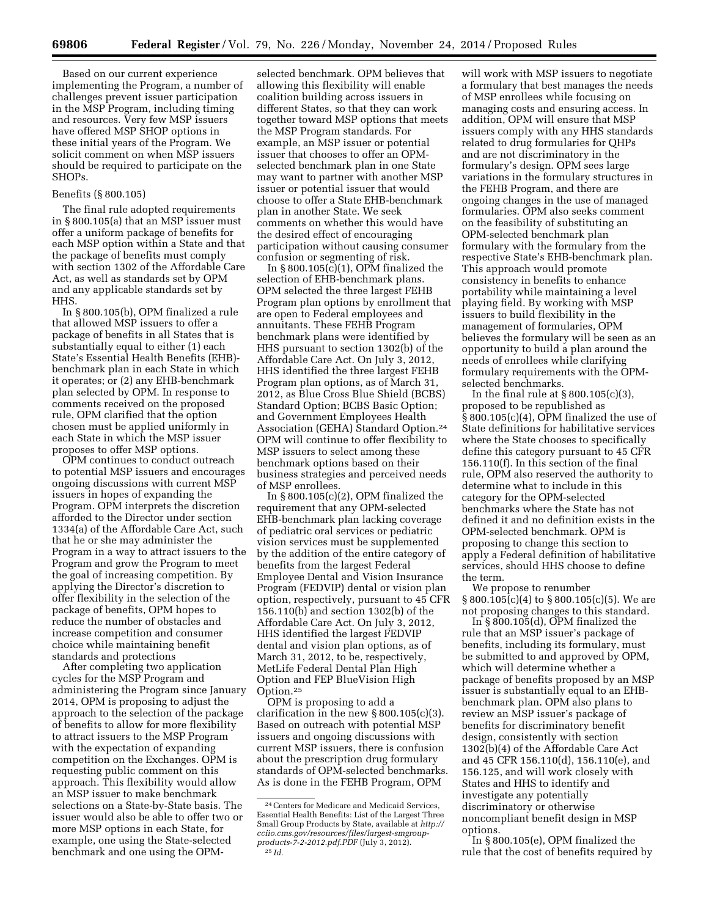Based on our current experience implementing the Program, a number of challenges prevent issuer participation in the MSP Program, including timing and resources. Very few MSP issuers have offered MSP SHOP options in these initial years of the Program. We solicit comment on when MSP issuers should be required to participate on the SHOPs.

Benefits (§ 800.105)

The final rule adopted requirements in § 800.105(a) that an MSP issuer must offer a uniform package of benefits for each MSP option within a State and that the package of benefits must comply with section 1302 of the Affordable Care Act, as well as standards set by OPM and any applicable standards set by HHS.

In § 800.105(b), OPM finalized a rule that allowed MSP issuers to offer a package of benefits in all States that is substantially equal to either (1) each State's Essential Health Benefits (EHB)-benchmark plan in each State in which it operates; or (2) any EHB-benchmark plan selected by OPM. In response to comments received on the proposed rule, OPM clarified that the option chosen must be applied uniformly in each State in which the MSP issuer proposes to offer MSP options.

OPM continues to conduct outreach to potential MSP issuers and encourages ongoing discussions with current MSP issuers in hopes of expanding the Program. OPM interprets the discretion afforded to the Director under section 1334(a) of the Affordable Care Act, such that he or she may administer the Program in a way to attract issuers to the Program and grow the Program to meet the goal of increasing competition. By applying the Director's discretion to offer flexibility in the selection of the package of benefits, OPM hopes to reduce the number of obstacles and increase competition and consumer choice while maintaining benefit standards and protections

After completing two application cycles for the MSP Program and administering the Program since January 2014, OPM is proposing to adjust the approach to the selection of the package of benefits to allow for more flexibility to attract issuers to the MSP Program with the expectation of expanding competition on the Exchanges. OPM is requesting public comment on this approach. This flexibility would allow an MSP issuer to make benchmark selections on a State-by-State basis. The issuer would also be able to offer two or more MSP options in each State, for example, one using the State-selected benchmark and one using the OPM-selected benchmark. OPM believes that allowing this flexibility will enable coalition building across issuers in different States, so that they can work together toward MSP options that meets the MSP Program standards. For example, an MSP issuer or potential issuer that chooses to offer an OPM-selected benchmark plan in one State may want to partner with another MSP issuer or potential issuer that would choose to offer a State EHB-benchmark plan in another State. We seek comments on whether this would have the desired effect of encouraging participation without causing consumer confusion or segmenting of risk.

In § 800.105(c)(1), OPM finalized the selection of EHB-benchmark plans. OPM selected the three largest FEHB Program plan options by enrollment that are open to Federal employees and annuitants. These FEHB Program benchmark plans were identified by HHS pursuant to section 1302(b) of the Affordable Care Act. On July 3, 2012, HHS identified the three largest FEHB Program plan options, as of March 31, 2012, as Blue Cross Blue Shield (BCBS) Standard Option; BCBS Basic Option; and Government Employees Health Association (GEHA) Standard Option.[24] OPM will continue to offer flexibility to MSP issuers to select among these benchmark options based on their business strategies and perceived needs of MSP enrollees.

In § 800.105(c)(2), OPM finalized the requirement that any OPM-selected EHB-benchmark plan lacking coverage of pediatric oral services or pediatric vision services must be supplemented by the addition of the entire category of benefits from the largest Federal Employee Dental and Vision Insurance Program (FEDVIP) dental or vision plan option, respectively, pursuant to 45 CFR 156.110(b) and section 1302(b) of the Affordable Care Act. On July 3, 2012, HHS identified the largest FEDVIP dental and vision plan options, as of March 31, 2012, to be, respectively, MetLife Federal Dental Plan High Option and FEP BlueVision High Option.[25]

OPM is proposing to add a clarification in the new § 800.105(c)(3). Based on outreach with potential MSP issuers and ongoing discussions with current MSP issuers, there is confusion about the prescription drug formulary standards of OPM-selected benchmarks. As is done in the FEHB Program, OPM will work with MSP issuers to negotiate a formulary that best manages the needs of MSP enrollees while focusing on managing costs and ensuring access. In addition, OPM will ensure that MSP issuers comply with any HHS standards related to drug formularies for QHPs and are not discriminatory in the formulary's design. OPM sees large variations in the formulary structures in the FEHB Program, and there are ongoing changes in the use of managed formularies. OPM also seeks comment on the feasibility of substituting an OPM-selected benchmark plan formulary with the formulary from the respective State's EHB-benchmark plan. This approach would promote consistency in benefits to enhance portability while maintaining a level playing field. By working with MSP issuers to build flexibility in the management of formularies, OPM believes the formulary will be seen as an opportunity to build a plan around the needs of enrollees while clarifying formulary requirements with the OPM-selected benchmarks.

In the final rule at § 800.105(c)(3), proposed to be republished as § 800.105(c)(4), OPM finalized the use of State definitions for habilitative services where the State chooses to specifically define this category pursuant to 45 CFR 156.110(f). In this section of the final rule, OPM also reserved the authority to determine what to include in this category for the OPM-selected benchmarks where the State has not defined it and no definition exists in the OPM-selected benchmark. OPM is proposing to change this section to apply a Federal definition of habilitative services, should HHS choose to define the term.

We propose to renumber § 800.105(c)(4) to § 800.105(c)(5). We are not proposing changes to this standard.

In § 800.105(d), OPM finalized the rule that an MSP issuer's package of benefits, including its formulary, must be submitted to and approved by OPM, which will determine whether a package of benefits proposed by an MSP issuer is substantially equal to an EHB-benchmark plan. OPM also plans to review an MSP issuer's package of benefits for discriminatory benefit design, consistently with section 1302(b)(4) of the Affordable Care Act and 45 CFR 156.110(d), 156.110(e), and 156.125, and will work closely with States and HHS to identify and investigate any potentially discriminatory or otherwise noncompliant benefit design in MSP options.

In § 800.105(e), OPM finalized the rule that the cost of benefits required by

---

[24] Centers for Medicare and Medicaid Services, Essential Health Benefits: List of the Largest Three Small Group Products by State, available at *http://cciio.cms.gov/resources/files/largest-smgroup-products-7-2-2012.pdf.PDF* (July 3, 2012).

[25] *Id.*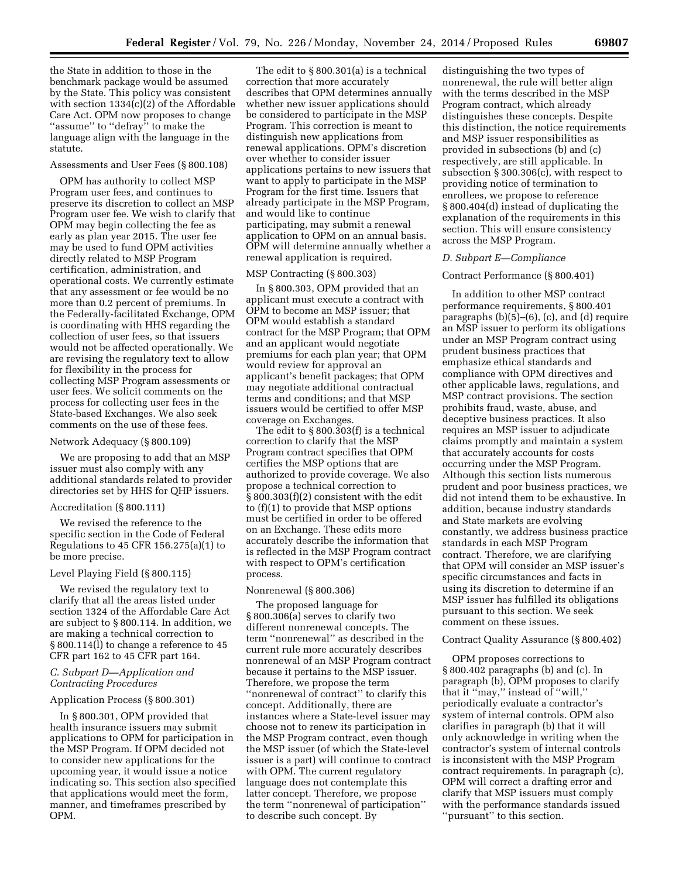the State in addition to those in the benchmark package would be assumed by the State. This policy was consistent with section 1334(c)(2) of the Affordable Care Act. OPM now proposes to change ''assume'' to ''defray'' to make the language align with the language in the statute.

Assessments and User Fees (§ 800.108)

OPM has authority to collect MSP Program user fees, and continues to preserve its discretion to collect an MSP Program user fee. We wish to clarify that OPM may begin collecting the fee as early as plan year 2015. The user fee may be used to fund OPM activities directly related to MSP Program certification, administration, and operational costs. We currently estimate that any assessment or fee would be no more than 0.2 percent of premiums. In the Federally-facilitated Exchange, OPM is coordinating with HHS regarding the collection of user fees, so that issuers would not be affected operationally. We are revising the regulatory text to allow for flexibility in the process for collecting MSP Program assessments or user fees. We solicit comments on the process for collecting user fees in the State-based Exchanges. We also seek comments on the use of these fees.

Network Adequacy (§ 800.109)

We are proposing to add that an MSP issuer must also comply with any additional standards related to provider directories set by HHS for QHP issuers.

Accreditation (§ 800.111)

We revised the reference to the specific section in the Code of Federal Regulations to 45 CFR 156.275(a)(1) to be more precise.

Level Playing Field (§ 800.115)

We revised the regulatory text to clarify that all the areas listed under section 1324 of the Affordable Care Act are subject to § 800.114. In addition, we are making a technical correction to § 800.114(l) to change a reference to 45 CFR part 162 to 45 CFR part 164.

### *C. Subpart D—Application and Contracting Procedures*

Application Process (§ 800.301)

In § 800.301, OPM provided that health insurance issuers may submit applications to OPM for participation in the MSP Program. If OPM decided not to consider new applications for the upcoming year, it would issue a notice indicating so. This section also specified that applications would meet the form, manner, and timeframes prescribed by OPM.

The edit to § 800.301(a) is a technical correction that more accurately describes that OPM determines annually whether new issuer applications should be considered to participate in the MSP Program. This correction is meant to distinguish new applications from renewal applications. OPM's discretion over whether to consider issuer applications pertains to new issuers that want to apply to participate in the MSP Program for the first time. Issuers that already participate in the MSP Program, and would like to continue participating, may submit a renewal application to OPM on an annual basis. OPM will determine annually whether a renewal application is required.

MSP Contracting (§ 800.303)

In § 800.303, OPM provided that an applicant must execute a contract with OPM to become an MSP issuer; that OPM would establish a standard contract for the MSP Program; that OPM and an applicant would negotiate premiums for each plan year; that OPM would review for approval an applicant's benefit packages; that OPM may negotiate additional contractual terms and conditions; and that MSP issuers would be certified to offer MSP coverage on Exchanges.

The edit to § 800.303(f) is a technical correction to clarify that the MSP Program contract specifies that OPM certifies the MSP options that are authorized to provide coverage. We also propose a technical correction to § 800.303(f)(2) consistent with the edit to (f)(1) to provide that MSP options must be certified in order to be offered on an Exchange. These edits more accurately describe the information that is reflected in the MSP Program contract with respect to OPM's certification process.

Nonrenewal (§ 800.306)

The proposed language for § 800.306(a) serves to clarify two different nonrenewal concepts. The term ''nonrenewal'' as described in the current rule more accurately describes nonrenewal of an MSP Program contract because it pertains to the MSP issuer. Therefore, we propose the term ''nonrenewal of contract'' to clarify this concept. Additionally, there are instances where a State-level issuer may choose not to renew its participation in the MSP Program contract, even though the MSP issuer (of which the State-level issuer is a part) will continue to contract with OPM. The current regulatory language does not contemplate this latter concept. Therefore, we propose the term ''nonrenewal of participation'' to describe such concept. By distinguishing the two types of nonrenewal, the rule will better align with the terms described in the MSP Program contract, which already distinguishes these concepts. Despite this distinction, the notice requirements and MSP issuer responsibilities as provided in subsections (b) and (c) respectively, are still applicable. In subsection § 300.306(c), with respect to providing notice of termination to enrollees, we propose to reference § 800.404(d) instead of duplicating the explanation of the requirements in this section. This will ensure consistency across the MSP Program.

### *D. Subpart E—Compliance*

Contract Performance (§ 800.401)

In addition to other MSP contract performance requirements, § 800.401 paragraphs (b)(5)–(6), (c), and (d) require an MSP issuer to perform its obligations under an MSP Program contract using prudent business practices that emphasize ethical standards and compliance with OPM directives and other applicable laws, regulations, and MSP contract provisions. The section prohibits fraud, waste, abuse, and deceptive business practices. It also requires an MSP issuer to adjudicate claims promptly and maintain a system that accurately accounts for costs occurring under the MSP Program. Although this section lists numerous prudent and poor business practices, we did not intend them to be exhaustive. In addition, because industry standards and State markets are evolving constantly, we address business practice standards in each MSP Program contract. Therefore, we are clarifying that OPM will consider an MSP issuer's specific circumstances and facts in using its discretion to determine if an MSP issuer has fulfilled its obligations pursuant to this section. We seek comment on these issues.

Contract Quality Assurance (§ 800.402)

OPM proposes corrections to § 800.402 paragraphs (b) and (c). In paragraph (b), OPM proposes to clarify that it ''may,'' instead of ''will,'' periodically evaluate a contractor's system of internal controls. OPM also clarifies in paragraph (b) that it will only acknowledge in writing when the contractor's system of internal controls is inconsistent with the MSP Program contract requirements. In paragraph (c), OPM will correct a drafting error and clarify that MSP issuers must comply with the performance standards issued ''pursuant'' to this section.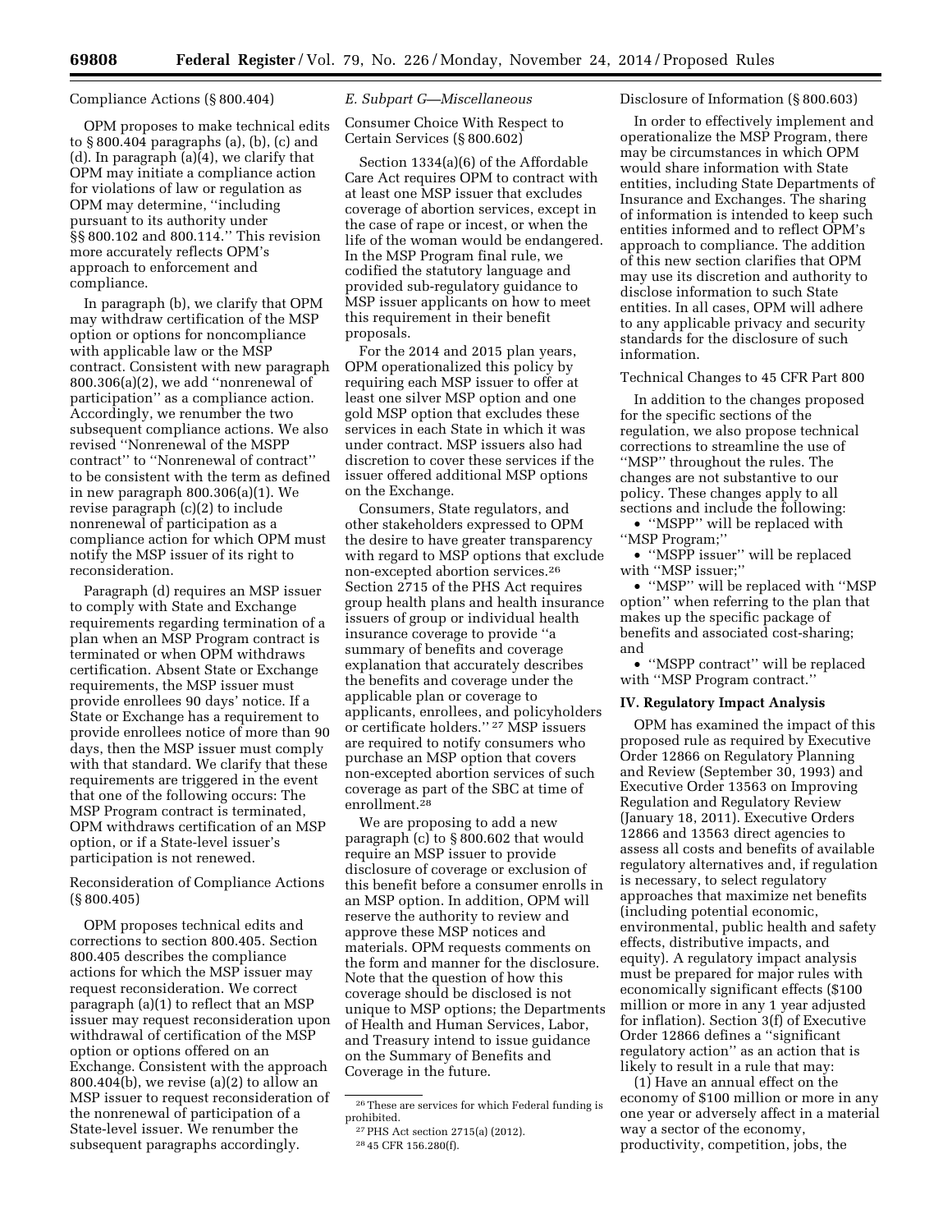Compliance Actions (§ 800.404)

OPM proposes to make technical edits to § 800.404 paragraphs (a), (b), (c) and (d). In paragraph (a)(4), we clarify that OPM may initiate a compliance action for violations of law or regulation as OPM may determine, ''including pursuant to its authority under §§ 800.102 and 800.114.'' This revision more accurately reflects OPM's approach to enforcement and compliance.

In paragraph (b), we clarify that OPM may withdraw certification of the MSP option or options for noncompliance with applicable law or the MSP contract. Consistent with new paragraph 800.306(a)(2), we add ''nonrenewal of participation'' as a compliance action. Accordingly, we renumber the two subsequent compliance actions. We also revised ''Nonrenewal of the MSPP contract'' to ''Nonrenewal of contract'' to be consistent with the term as defined in new paragraph 800.306(a)(1). We revise paragraph (c)(2) to include nonrenewal of participation as a compliance action for which OPM must notify the MSP issuer of its right to reconsideration.

Paragraph (d) requires an MSP issuer to comply with State and Exchange requirements regarding termination of a plan when an MSP Program contract is terminated or when OPM withdraws certification. Absent State or Exchange requirements, the MSP issuer must provide enrollees 90 days' notice. If a State or Exchange has a requirement to provide enrollees notice of more than 90 days, then the MSP issuer must comply with that standard. We clarify that these requirements are triggered in the event that one of the following occurs: The MSP Program contract is terminated, OPM withdraws certification of an MSP option, or if a State-level issuer's participation is not renewed.

Reconsideration of Compliance Actions (§ 800.405)

OPM proposes technical edits and corrections to section 800.405. Section 800.405 describes the compliance actions for which the MSP issuer may request reconsideration. We correct paragraph (a)(1) to reflect that an MSP issuer may request reconsideration upon withdrawal of certification of the MSP option or options offered on an Exchange. Consistent with the approach 800.404(b), we revise (a)(2) to allow an MSP issuer to request reconsideration of the nonrenewal of participation of a State-level issuer. We renumber the subsequent paragraphs accordingly.

### *E. Subpart G—Miscellaneous*

Consumer Choice With Respect to Certain Services (§ 800.602)

Section 1334(a)(6) of the Affordable Care Act requires OPM to contract with at least one MSP issuer that excludes coverage of abortion services, except in the case of rape or incest, or when the life of the woman would be endangered. In the MSP Program final rule, we codified the statutory language and provided sub-regulatory guidance to MSP issuer applicants on how to meet this requirement in their benefit proposals.

For the 2014 and 2015 plan years, OPM operationalized this policy by requiring each MSP issuer to offer at least one silver MSP option and one gold MSP option that excludes these services in each State in which it was under contract. MSP issuers also had discretion to cover these services if the issuer offered additional MSP options on the Exchange.

Consumers, State regulators, and other stakeholders expressed to OPM the desire to have greater transparency with regard to MSP options that exclude non-excepted abortion services.[26] Section 2715 of the PHS Act requires group health plans and health insurance issuers of group or individual health insurance coverage to provide ''a summary of benefits and coverage explanation that accurately describes the benefits and coverage under the applicable plan or coverage to applicants, enrollees, and policyholders or certificate holders.'' [27] MSP issuers are required to notify consumers who purchase an MSP option that covers non-excepted abortion services of such coverage as part of the SBC at time of enrollment.[28]

We are proposing to add a new paragraph (c) to § 800.602 that would require an MSP issuer to provide disclosure of coverage or exclusion of this benefit before a consumer enrolls in an MSP option. In addition, OPM will reserve the authority to review and approve these MSP notices and materials. OPM requests comments on the form and manner for the disclosure. Note that the question of how this coverage should be disclosed is not unique to MSP options; the Departments of Health and Human Services, Labor, and Treasury intend to issue guidance on the Summary of Benefits and Coverage in the future.

[26] These are services for which Federal funding is prohibited.

[27] PHS Act section 2715(a) (2012).

[28] 45 CFR 156.280(f).

Disclosure of Information (§ 800.603)

In order to effectively implement and operationalize the MSP Program, there may be circumstances in which OPM would share information with State entities, including State Departments of Insurance and Exchanges. The sharing of information is intended to keep such entities informed and to reflect OPM's approach to compliance. The addition of this new section clarifies that OPM may use its discretion and authority to disclose information to such State entities. In all cases, OPM will adhere to any applicable privacy and security standards for the disclosure of such information.

Technical Changes to 45 CFR Part 800

In addition to the changes proposed for the specific sections of the regulation, we also propose technical corrections to streamline the use of ''MSP'' throughout the rules. The changes are not substantive to our policy. These changes apply to all sections and include the following:

- ''MSPP'' will be replaced with ''MSP Program;''
- ''MSPP issuer'' will be replaced with ''MSP issuer;''
- ''MSP'' will be replaced with ''MSP option'' when referring to the plan that makes up the specific package of benefits and associated cost-sharing; and
- ''MSPP contract'' will be replaced with ''MSP Program contract.''

## IV. Regulatory Impact Analysis

OPM has examined the impact of this proposed rule as required by Executive Order 12866 on Regulatory Planning and Review (September 30, 1993) and Executive Order 13563 on Improving Regulation and Regulatory Review (January 18, 2011). Executive Orders 12866 and 13563 direct agencies to assess all costs and benefits of available regulatory alternatives and, if regulation is necessary, to select regulatory approaches that maximize net benefits (including potential economic, environmental, public health and safety effects, distributive impacts, and equity). A regulatory impact analysis must be prepared for major rules with economically significant effects ($100 million or more in any 1 year adjusted for inflation). Section 3(f) of Executive Order 12866 defines a ''significant regulatory action'' as an action that is likely to result in a rule that may:

(1) Have an annual effect on the economy of $100 million or more in any one year or adversely affect in a material way a sector of the economy, productivity, competition, jobs, the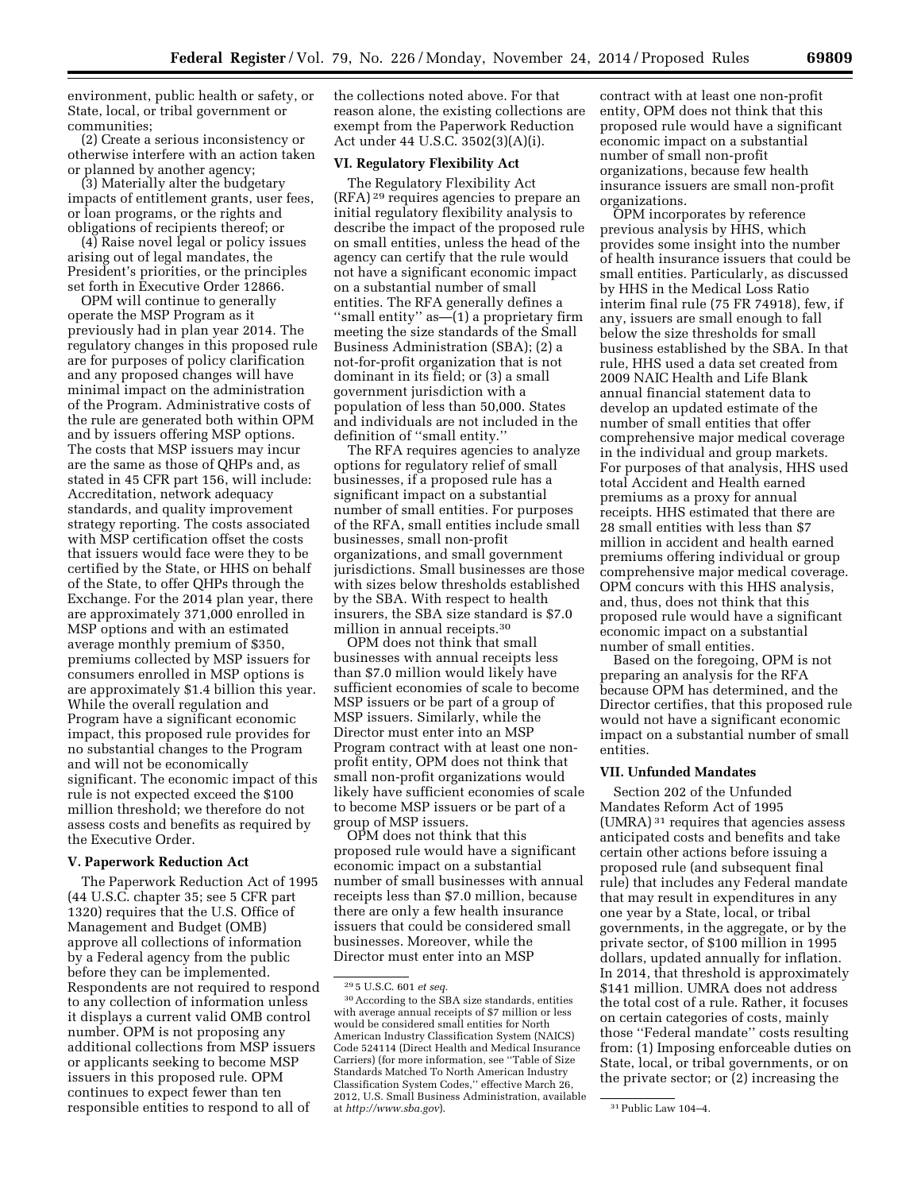environment, public health or safety, or State, local, or tribal government or communities;

(2) Create a serious inconsistency or otherwise interfere with an action taken or planned by another agency;

(3) Materially alter the budgetary impacts of entitlement grants, user fees, or loan programs, or the rights and obligations of recipients thereof; or

(4) Raise novel legal or policy issues arising out of legal mandates, the President's priorities, or the principles set forth in Executive Order 12866.

OPM will continue to generally operate the MSP Program as it previously had in plan year 2014. The regulatory changes in this proposed rule are for purposes of policy clarification and any proposed changes will have minimal impact on the administration of the Program. Administrative costs of the rule are generated both within OPM and by issuers offering MSP options. The costs that MSP issuers may incur are the same as those of QHPs and, as stated in 45 CFR part 156, will include: Accreditation, network adequacy standards, and quality improvement strategy reporting. The costs associated with MSP certification offset the costs that issuers would face were they to be certified by the State, or HHS on behalf of the State, to offer QHPs through the Exchange. For the 2014 plan year, there are approximately 371,000 enrolled in MSP options and with an estimated average monthly premium of $350, premiums collected by MSP issuers for consumers enrolled in MSP options is are approximately $1.4 billion this year. While the overall regulation and Program have a significant economic impact, this proposed rule provides for no substantial changes to the Program and will not be economically significant. The economic impact of this rule is not expected exceed the $100 million threshold; we therefore do not assess costs and benefits as required by the Executive Order.

## V. Paperwork Reduction Act

The Paperwork Reduction Act of 1995 (44 U.S.C. chapter 35; see 5 CFR part 1320) requires that the U.S. Office of Management and Budget (OMB) approve all collections of information by a Federal agency from the public before they can be implemented. Respondents are not required to respond to any collection of information unless it displays a current valid OMB control number. OPM is not proposing any additional collections from MSP issuers or applicants seeking to become MSP issuers in this proposed rule. OPM continues to expect fewer than ten responsible entities to respond to all of the collections noted above. For that reason alone, the existing collections are exempt from the Paperwork Reduction Act under 44 U.S.C. 3502(3)(A)(i).

## VI. Regulatory Flexibility Act

The Regulatory Flexibility Act (RFA) [29] requires agencies to prepare an initial regulatory flexibility analysis to describe the impact of the proposed rule on small entities, unless the head of the agency can certify that the rule would not have a significant economic impact on a substantial number of small entities. The RFA generally defines a ''small entity'' as—(1) a proprietary firm meeting the size standards of the Small Business Administration (SBA); (2) a not-for-profit organization that is not dominant in its field; or (3) a small government jurisdiction with a population of less than 50,000. States and individuals are not included in the definition of ''small entity.''

The RFA requires agencies to analyze options for regulatory relief of small businesses, if a proposed rule has a significant impact on a substantial number of small entities. For purposes of the RFA, small entities include small businesses, small non-profit organizations, and small government jurisdictions. Small businesses are those with sizes below thresholds established by the SBA. With respect to health insurers, the SBA size standard is $7.0 million in annual receipts.[30]

OPM does not think that small businesses with annual receipts less than $7.0 million would likely have sufficient economies of scale to become MSP issuers or be part of a group of MSP issuers. Similarly, while the Director must enter into an MSP Program contract with at least one non-profit entity, OPM does not think that small non-profit organizations would likely have sufficient economies of scale to become MSP issuers or be part of a group of MSP issuers.

OPM does not think that this proposed rule would have a significant economic impact on a substantial number of small businesses with annual receipts less than $7.0 million, because there are only a few health insurance issuers that could be considered small businesses. Moreover, while the Director must enter into an MSP contract with at least one non-profit entity, OPM does not think that this proposed rule would have a significant economic impact on a substantial number of small non-profit organizations, because few health insurance issuers are small non-profit organizations.

OPM incorporates by reference previous analysis by HHS, which provides some insight into the number of health insurance issuers that could be small entities. Particularly, as discussed by HHS in the Medical Loss Ratio interim final rule (75 FR 74918), few, if any, issuers are small enough to fall below the size thresholds for small business established by the SBA. In that rule, HHS used a data set created from 2009 NAIC Health and Life Blank annual financial statement data to develop an updated estimate of the number of small entities that offer comprehensive major medical coverage in the individual and group markets. For purposes of that analysis, HHS used total Accident and Health earned premiums as a proxy for annual receipts. HHS estimated that there are 28 small entities with less than $7 million in accident and health earned premiums offering individual or group comprehensive major medical coverage. OPM concurs with this HHS analysis, and, thus, does not think that this proposed rule would have a significant economic impact on a substantial number of small entities.

Based on the foregoing, OPM is not preparing an analysis for the RFA because OPM has determined, and the Director certifies, that this proposed rule would not have a significant economic impact on a substantial number of small entities.

## VII. Unfunded Mandates

Section 202 of the Unfunded Mandates Reform Act of 1995 (UMRA) [31] requires that agencies assess anticipated costs and benefits and take certain other actions before issuing a proposed rule (and subsequent final rule) that includes any Federal mandate that may result in expenditures in any one year by a State, local, or tribal governments, in the aggregate, or by the private sector, of $100 million in 1995 dollars, updated annually for inflation. In 2014, that threshold is approximately $141 million. UMRA does not address the total cost of a rule. Rather, it focuses on certain categories of costs, mainly those ''Federal mandate'' costs resulting from: (1) Imposing enforceable duties on State, local, or tribal governments, or on the private sector; or (2) increasing the

---

[29] 5 U.S.C. 601 *et seq.*

[30] According to the SBA size standards, entities with average annual receipts of $7 million or less would be considered small entities for North American Industry Classification System (NAICS) Code 524114 (Direct Health and Medical Insurance Carriers) (for more information, see ''Table of Size Standards Matched To North American Industry Classification System Codes,'' effective March 26, 2012, U.S. Small Business Administration, available at *http://www.sba.gov*).

[31] Public Law 104–4.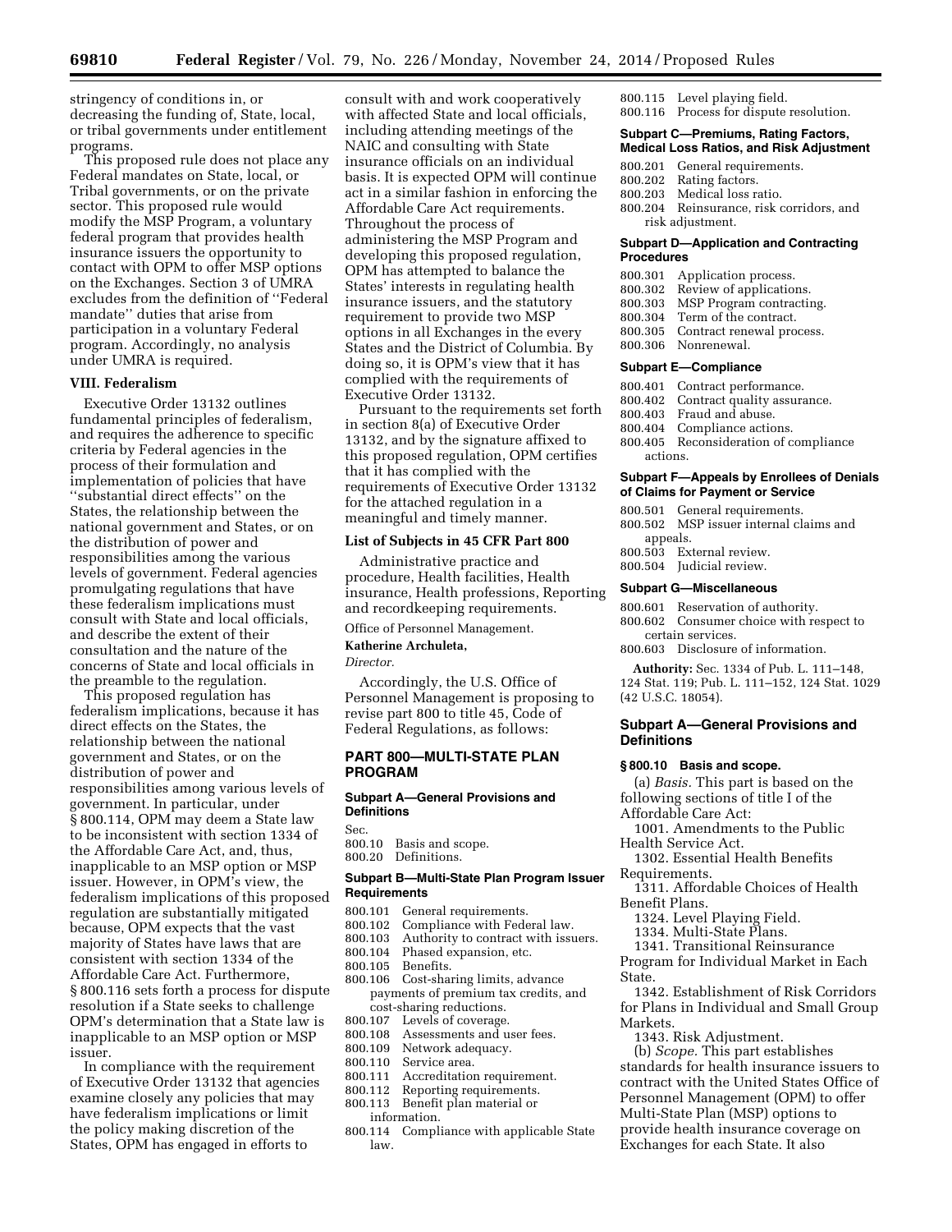stringency of conditions in, or decreasing the funding of, State, local, or tribal governments under entitlement programs.

This proposed rule does not place any Federal mandates on State, local, or Tribal governments, or on the private sector. This proposed rule would modify the MSP Program, a voluntary federal program that provides health insurance issuers the opportunity to contact with OPM to offer MSP options on the Exchanges. Section 3 of UMRA excludes from the definition of ''Federal mandate'' duties that arise from participation in a voluntary Federal program. Accordingly, no analysis under UMRA is required.

## VIII. Federalism

Executive Order 13132 outlines fundamental principles of federalism, and requires the adherence to specific criteria by Federal agencies in the process of their formulation and implementation of policies that have ''substantial direct effects'' on the States, the relationship between the national government and States, or on the distribution of power and responsibilities among the various levels of government. Federal agencies promulgating regulations that have these federalism implications must consult with State and local officials, and describe the extent of their consultation and the nature of the concerns of State and local officials in the preamble to the regulation.

This proposed regulation has federalism implications, because it has direct effects on the States, the relationship between the national government and States, or on the distribution of power and responsibilities among various levels of government. In particular, under § 800.114, OPM may deem a State law to be inconsistent with section 1334 of the Affordable Care Act, and, thus, inapplicable to an MSP option or MSP issuer. However, in OPM's view, the federalism implications of this proposed regulation are substantially mitigated because, OPM expects that the vast majority of States have laws that are consistent with section 1334 of the Affordable Care Act. Furthermore, § 800.116 sets forth a process for dispute resolution if a State seeks to challenge OPM's determination that a State law is inapplicable to an MSP option or MSP issuer.

In compliance with the requirement of Executive Order 13132 that agencies examine closely any policies that may have federalism implications or limit the policy making discretion of the States, OPM has engaged in efforts to consult with and work cooperatively with affected State and local officials, including attending meetings of the NAIC and consulting with State insurance officials on an individual basis. It is expected OPM will continue act in a similar fashion in enforcing the Affordable Care Act requirements. Throughout the process of administering the MSP Program and developing this proposed regulation, OPM has attempted to balance the States' interests in regulating health insurance issuers, and the statutory requirement to provide two MSP options in all Exchanges in the every States and the District of Columbia. By doing so, it is OPM's view that it has complied with the requirements of Executive Order 13132.

Pursuant to the requirements set forth in section 8(a) of Executive Order 13132, and by the signature affixed to this proposed regulation, OPM certifies that it has complied with the requirements of Executive Order 13132 for the attached regulation in a meaningful and timely manner.

### List of Subjects in 45 CFR Part 800

Administrative practice and procedure, Health facilities, Health insurance, Health professions, Reporting and recordkeeping requirements.

Office of Personnel Management.

**Katherine Archuleta,**

*Director.*

Accordingly, the U.S. Office of Personnel Management is proposing to revise part 800 to title 45, Code of Federal Regulations, as follows:

## PART 800—MULTI-STATE PLAN PROGRAM

### Subpart A—General Provisions and Definitions

Sec.
800.10 Basis and scope.
800.20 Definitions.

### Subpart B—Multi-State Plan Program Issuer Requirements

800.101 General requirements.
800.102 Compliance with Federal law.
800.103 Authority to contract with issuers.
800.104 Phased expansion, etc.
800.105 Benefits.
800.106 Cost-sharing limits, advance payments of premium tax credits, and cost-sharing reductions.
800.107 Levels of coverage.
800.108 Assessments and user fees.
800.109 Network adequacy.
800.110 Service area.
800.111 Accreditation requirement.
800.112 Reporting requirements.
800.113 Benefit plan material or information.
800.114 Compliance with applicable State law.
800.115 Level playing field.
800.116 Process for dispute resolution.

### Subpart C—Premiums, Rating Factors, Medical Loss Ratios, and Risk Adjustment

800.201 General requirements.
800.202 Rating factors.
800.203 Medical loss ratio.
800.204 Reinsurance, risk corridors, and risk adjustment.

### Subpart D—Application and Contracting Procedures

800.301 Application process.
800.302 Review of applications.
800.303 MSP Program contracting.
800.304 Term of the contract.
800.305 Contract renewal process.
800.306 Nonrenewal.

### Subpart E—Compliance

800.401 Contract performance.
800.402 Contract quality assurance.
800.403 Fraud and abuse.
800.404 Compliance actions.
800.405 Reconsideration of compliance actions.

### Subpart F—Appeals by Enrollees of Denials of Claims for Payment or Service

800.501 General requirements.
800.502 MSP issuer internal claims and appeals.
800.503 External review.
800.504 Judicial review.

### Subpart G—Miscellaneous

800.601 Reservation of authority.
800.602 Consumer choice with respect to certain services.
800.603 Disclosure of information.

**Authority:** Sec. 1334 of Pub. L. 111–148, 124 Stat. 119; Pub. L. 111–152, 124 Stat. 1029 (42 U.S.C. 18054).

### Subpart A—General Provisions and Definitions

#### § 800.10 Basis and scope.

(a) *Basis.* This part is based on the following sections of title I of the Affordable Care Act:

1001. Amendments to the Public Health Service Act.

1302. Essential Health Benefits Requirements.

1311. Affordable Choices of Health Benefit Plans.

1324. Level Playing Field.

1334. Multi-State Plans.

1341. Transitional Reinsurance Program for Individual Market in Each State.

1342. Establishment of Risk Corridors for Plans in Individual and Small Group Markets.

1343. Risk Adjustment.

(b) *Scope.* This part establishes standards for health insurance issuers to contract with the United States Office of Personnel Management (OPM) to offer Multi-State Plan (MSP) options to provide health insurance coverage on Exchanges for each State. It also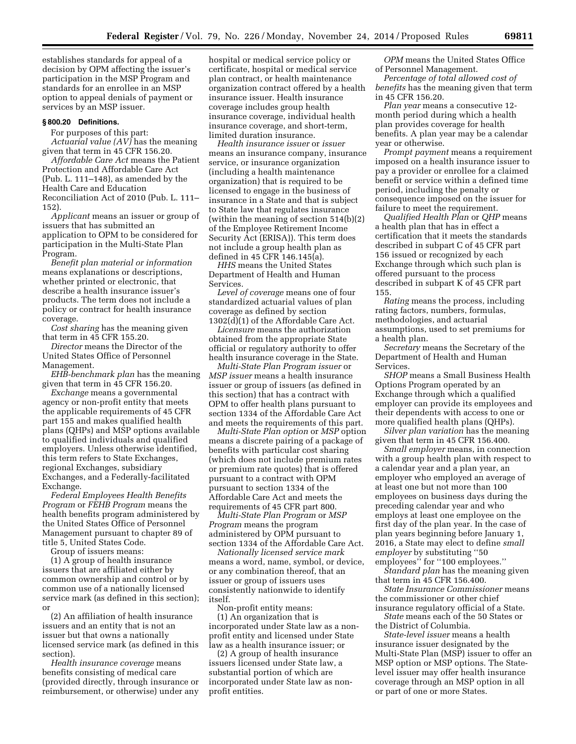establishes standards for appeal of a decision by OPM affecting the issuer's participation in the MSP Program and standards for an enrollee in an MSP option to appeal denials of payment or services by an MSP issuer.

### § 800.20 Definitions.

For purposes of this part:

*Actuarial value (AV)* has the meaning given that term in 45 CFR 156.20.

*Affordable Care Act* means the Patient Protection and Affordable Care Act (Pub. L. 111–148), as amended by the Health Care and Education Reconciliation Act of 2010 (Pub. L. 111–152).

*Applicant* means an issuer or group of issuers that has submitted an application to OPM to be considered for participation in the Multi-State Plan Program.

*Benefit plan material or information* means explanations or descriptions, whether printed or electronic, that describe a health insurance issuer's products. The term does not include a policy or contract for health insurance coverage.

*Cost sharing* has the meaning given that term in 45 CFR 155.20.

*Director* means the Director of the United States Office of Personnel Management.

*EHB-benchmark plan* has the meaning given that term in 45 CFR 156.20.

*Exchange* means a governmental agency or non-profit entity that meets the applicable requirements of 45 CFR part 155 and makes qualified health plans (QHPs) and MSP options available to qualified individuals and qualified employers. Unless otherwise identified, this term refers to State Exchanges, regional Exchanges, subsidiary Exchanges, and a Federally-facilitated Exchange.

*Federal Employees Health Benefits Program* or *FEHB Program* means the health benefits program administered by the United States Office of Personnel Management pursuant to chapter 89 of title 5, United States Code.

Group of issuers means:

(1) A group of health insurance issuers that are affiliated either by common ownership and control or by common use of a nationally licensed service mark (as defined in this section); or

(2) An affiliation of health insurance issuers and an entity that is not an issuer but that owns a nationally licensed service mark (as defined in this section).

*Health insurance coverage* means benefits consisting of medical care (provided directly, through insurance or reimbursement, or otherwise) under any hospital or medical service policy or certificate, hospital or medical service plan contract, or health maintenance organization contract offered by a health insurance issuer. Health insurance coverage includes group health insurance coverage, individual health insurance coverage, and short-term, limited duration insurance.

*Health insurance issuer* or *issuer* means an insurance company, insurance service, or insurance organization (including a health maintenance organization) that is required to be licensed to engage in the business of insurance in a State and that is subject to State law that regulates insurance (within the meaning of section 514(b)(2) of the Employee Retirement Income Security Act (ERISA)). This term does not include a group health plan as defined in 45 CFR 146.145(a).

*HHS* means the United States Department of Health and Human Services.

*Level of coverage* means one of four standardized actuarial values of plan coverage as defined by section 1302(d)(1) of the Affordable Care Act.

*Licensure* means the authorization obtained from the appropriate State official or regulatory authority to offer health insurance coverage in the State.

*Multi-State Plan Program issuer* or *MSP issuer* means a health insurance issuer or group of issuers (as defined in this section) that has a contract with OPM to offer health plans pursuant to section 1334 of the Affordable Care Act and meets the requirements of this part.

*Multi-State Plan option* or *MSP option* means a discrete pairing of a package of benefits with particular cost sharing (which does not include premium rates or premium rate quotes) that is offered pursuant to a contract with OPM pursuant to section 1334 of the Affordable Care Act and meets the requirements of 45 CFR part 800.

*Multi-State Plan Program* or *MSP Program* means the program administered by OPM pursuant to section 1334 of the Affordable Care Act.

*Nationally licensed service mark* means a word, name, symbol, or device, or any combination thereof, that an issuer or group of issuers uses consistently nationwide to identify itself.

Non-profit entity means:

(1) An organization that is incorporated under State law as a non-profit entity and licensed under State law as a health insurance issuer; or

(2) A group of health insurance issuers licensed under State law, a substantial portion of which are incorporated under State law as non-profit entities.

*OPM* means the United States Office of Personnel Management.

*Percentage of total allowed cost of benefits* has the meaning given that term in 45 CFR 156.20.

*Plan year* means a consecutive 12-month period during which a health plan provides coverage for health benefits. A plan year may be a calendar year or otherwise.

*Prompt payment* means a requirement imposed on a health insurance issuer to pay a provider or enrollee for a claimed benefit or service within a defined time period, including the penalty or consequence imposed on the issuer for failure to meet the requirement.

*Qualified Health Plan* or *QHP* means a health plan that has in effect a certification that it meets the standards described in subpart C of 45 CFR part 156 issued or recognized by each Exchange through which such plan is offered pursuant to the process described in subpart K of 45 CFR part 155.

*Rating* means the process, including rating factors, numbers, formulas, methodologies, and actuarial assumptions, used to set premiums for a health plan.

*Secretary* means the Secretary of the Department of Health and Human Services.

*SHOP* means a Small Business Health Options Program operated by an Exchange through which a qualified employer can provide its employees and their dependents with access to one or more qualified health plans (QHPs).

*Silver plan variation* has the meaning given that term in 45 CFR 156.400.

*Small employer* means, in connection with a group health plan with respect to a calendar year and a plan year, an employer who employed an average of at least one but not more than 100 employees on business days during the preceding calendar year and who employs at least one employee on the first day of the plan year. In the case of plan years beginning before January 1, 2016, a State may elect to define *small employer* by substituting ''50 employees'' for ''100 employees.''

*Standard plan* has the meaning given that term in 45 CFR 156.400.

*State Insurance Commissioner* means the commissioner or other chief insurance regulatory official of a State.

*State* means each of the 50 States or the District of Columbia.

*State-level issuer* means a health insurance issuer designated by the Multi-State Plan (MSP) issuer to offer an MSP option or MSP options. The State-level issuer may offer health insurance coverage through an MSP option in all or part of one or more States.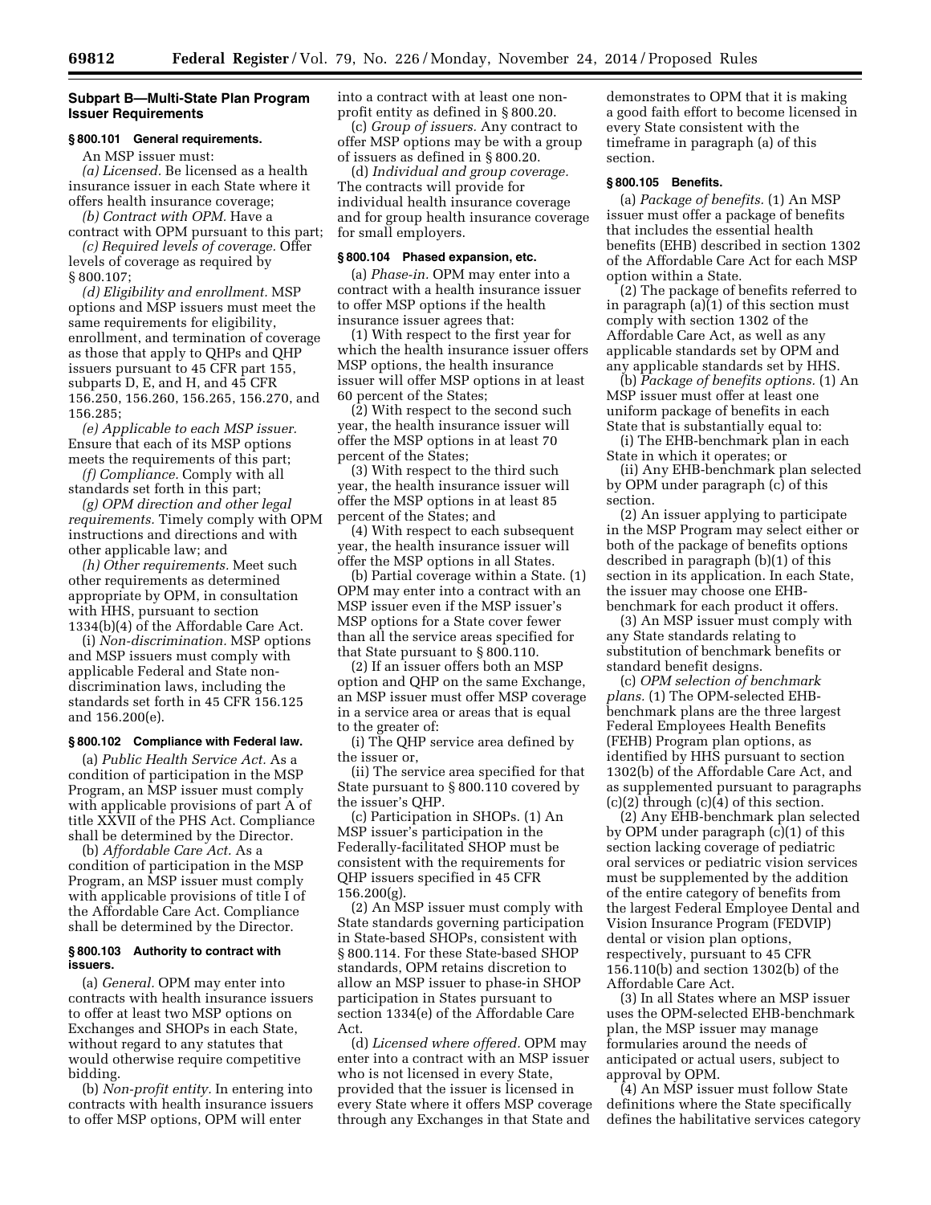## Subpart B—Multi-State Plan Program Issuer Requirements

### § 800.101 General requirements.

An MSP issuer must:

*(a) Licensed.* Be licensed as a health insurance issuer in each State where it offers health insurance coverage;

*(b) Contract with OPM.* Have a contract with OPM pursuant to this part;

*(c) Required levels of coverage.* Offer levels of coverage as required by § 800.107;

*(d) Eligibility and enrollment.* MSP options and MSP issuers must meet the same requirements for eligibility, enrollment, and termination of coverage as those that apply to QHPs and QHP issuers pursuant to 45 CFR part 155, subparts D, E, and H, and 45 CFR 156.250, 156.260, 156.265, 156.270, and 156.285;

*(e) Applicable to each MSP issuer.* Ensure that each of its MSP options meets the requirements of this part;

*(f) Compliance.* Comply with all standards set forth in this part;

*(g) OPM direction and other legal requirements.* Timely comply with OPM instructions and directions and with other applicable law; and

*(h) Other requirements.* Meet such other requirements as determined appropriate by OPM, in consultation with HHS, pursuant to section 1334(b)(4) of the Affordable Care Act.

(i) *Non-discrimination.* MSP options and MSP issuers must comply with applicable Federal and State non-discrimination laws, including the standards set forth in 45 CFR 156.125 and 156.200(e).

### § 800.102 Compliance with Federal law.

(a) *Public Health Service Act.* As a condition of participation in the MSP Program, an MSP issuer must comply with applicable provisions of part A of title XXVII of the PHS Act. Compliance shall be determined by the Director.

(b) *Affordable Care Act.* As a condition of participation in the MSP Program, an MSP issuer must comply with applicable provisions of title I of the Affordable Care Act. Compliance shall be determined by the Director.

### § 800.103 Authority to contract with issuers.

(a) *General.* OPM may enter into contracts with health insurance issuers to offer at least two MSP options on Exchanges and SHOPs in each State, without regard to any statutes that would otherwise require competitive bidding.

(b) *Non-profit entity.* In entering into contracts with health insurance issuers to offer MSP options, OPM will enter into a contract with at least one non-profit entity as defined in § 800.20.

(c) *Group of issuers.* Any contract to offer MSP options may be with a group of issuers as defined in § 800.20.

(d) *Individual and group coverage.* The contracts will provide for individual health insurance coverage and for group health insurance coverage for small employers.

### § 800.104 Phased expansion, etc.

(a) *Phase-in.* OPM may enter into a contract with a health insurance issuer to offer MSP options if the health insurance issuer agrees that:

(1) With respect to the first year for which the health insurance issuer offers MSP options, the health insurance issuer will offer MSP options in at least 60 percent of the States;

(2) With respect to the second such year, the health insurance issuer will offer the MSP options in at least 70 percent of the States;

(3) With respect to the third such year, the health insurance issuer will offer the MSP options in at least 85 percent of the States; and

(4) With respect to each subsequent year, the health insurance issuer will offer the MSP options in all States.

(b) Partial coverage within a State. (1) OPM may enter into a contract with an MSP issuer even if the MSP issuer's MSP options for a State cover fewer than all the service areas specified for that State pursuant to § 800.110.

(2) If an issuer offers both an MSP option and QHP on the same Exchange, an MSP issuer must offer MSP coverage in a service area or areas that is equal to the greater of:

(i) The QHP service area defined by the issuer or,

(ii) The service area specified for that State pursuant to § 800.110 covered by the issuer's QHP.

(c) Participation in SHOPs. (1) An MSP issuer's participation in the Federally-facilitated SHOP must be consistent with the requirements for QHP issuers specified in 45 CFR 156.200(g).

(2) An MSP issuer must comply with State standards governing participation in State-based SHOPs, consistent with § 800.114. For these State-based SHOP standards, OPM retains discretion to allow an MSP issuer to phase-in SHOP participation in States pursuant to section 1334(e) of the Affordable Care Act.

(d) *Licensed where offered.* OPM may enter into a contract with an MSP issuer who is not licensed in every State, provided that the issuer is licensed in every State where it offers MSP coverage through any Exchanges in that State and demonstrates to OPM that it is making a good faith effort to become licensed in every State consistent with the timeframe in paragraph (a) of this section.

### § 800.105 Benefits.

(a) *Package of benefits.* (1) An MSP issuer must offer a package of benefits that includes the essential health benefits (EHB) described in section 1302 of the Affordable Care Act for each MSP option within a State.

(2) The package of benefits referred to in paragraph (a)(1) of this section must comply with section 1302 of the Affordable Care Act, as well as any applicable standards set by OPM and any applicable standards set by HHS.

(b) *Package of benefits options.* (1) An MSP issuer must offer at least one uniform package of benefits in each State that is substantially equal to:

(i) The EHB-benchmark plan in each State in which it operates; or

(ii) Any EHB-benchmark plan selected by OPM under paragraph (c) of this section.

(2) An issuer applying to participate in the MSP Program may select either or both of the package of benefits options described in paragraph (b)(1) of this section in its application. In each State, the issuer may choose one EHB-benchmark for each product it offers.

(3) An MSP issuer must comply with any State standards relating to substitution of benchmark benefits or standard benefit designs.

(c) *OPM selection of benchmark plans.* (1) The OPM-selected EHB-benchmark plans are the three largest Federal Employees Health Benefits (FEHB) Program plan options, as identified by HHS pursuant to section 1302(b) of the Affordable Care Act, and as supplemented pursuant to paragraphs (c)(2) through (c)(4) of this section.

(2) Any EHB-benchmark plan selected by OPM under paragraph (c)(1) of this section lacking coverage of pediatric oral services or pediatric vision services must be supplemented by the addition of the entire category of benefits from the largest Federal Employee Dental and Vision Insurance Program (FEDVIP) dental or vision plan options, respectively, pursuant to 45 CFR 156.110(b) and section 1302(b) of the Affordable Care Act.

(3) In all States where an MSP issuer uses the OPM-selected EHB-benchmark plan, the MSP issuer may manage formularies around the needs of anticipated or actual users, subject to approval by OPM.

(4) An MSP issuer must follow State definitions where the State specifically defines the habilitative services category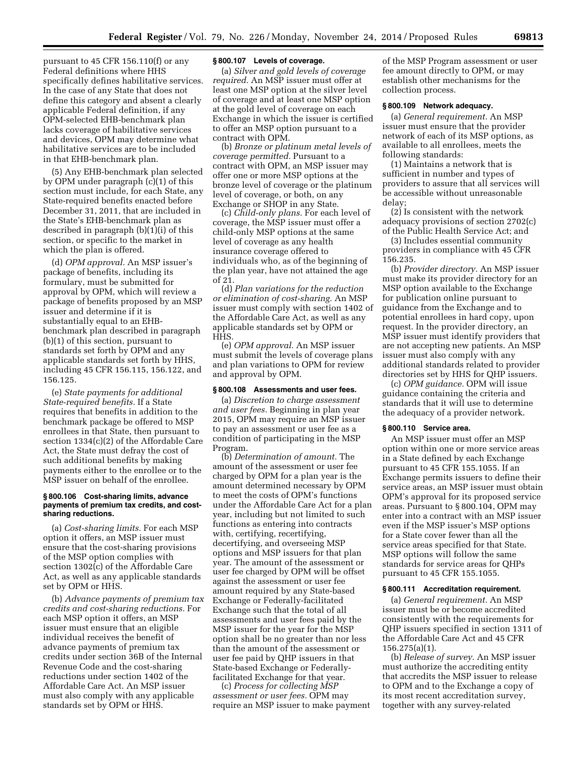pursuant to 45 CFR 156.110(f) or any Federal definitions where HHS specifically defines habilitative services. In the case of any State that does not define this category and absent a clearly applicable Federal definition, if any OPM-selected EHB-benchmark plan lacks coverage of habilitative services and devices, OPM may determine what habilitative services are to be included in that EHB-benchmark plan.

(5) Any EHB-benchmark plan selected by OPM under paragraph (c)(1) of this section must include, for each State, any State-required benefits enacted before December 31, 2011, that are included in the State's EHB-benchmark plan as described in paragraph (b)(1)(i) of this section, or specific to the market in which the plan is offered.

(d) *OPM approval.* An MSP issuer's package of benefits, including its formulary, must be submitted for approval by OPM, which will review a package of benefits proposed by an MSP issuer and determine if it is substantially equal to an EHB-benchmark plan described in paragraph (b)(1) of this section, pursuant to standards set forth by OPM and any applicable standards set forth by HHS, including 45 CFR 156.115, 156.122, and 156.125.

(e) *State payments for additional State-required benefits.* If a State requires that benefits in addition to the benchmark package be offered to MSP enrollees in that State, then pursuant to section 1334(c)(2) of the Affordable Care Act, the State must defray the cost of such additional benefits by making payments either to the enrollee or to the MSP issuer on behalf of the enrollee.

#### § 800.106 Cost-sharing limits, advance payments of premium tax credits, and cost-sharing reductions.

(a) *Cost-sharing limits.* For each MSP option it offers, an MSP issuer must ensure that the cost-sharing provisions of the MSP option complies with section 1302(c) of the Affordable Care Act, as well as any applicable standards set by OPM or HHS.

(b) *Advance payments of premium tax credits and cost-sharing reductions.* For each MSP option it offers, an MSP issuer must ensure that an eligible individual receives the benefit of advance payments of premium tax credits under section 36B of the Internal Revenue Code and the cost-sharing reductions under section 1402 of the Affordable Care Act. An MSP issuer must also comply with any applicable standards set by OPM or HHS.

#### § 800.107 Levels of coverage.

(a) *Silver and gold levels of coverage required.* An MSP issuer must offer at least one MSP option at the silver level of coverage and at least one MSP option at the gold level of coverage on each Exchange in which the issuer is certified to offer an MSP option pursuant to a contract with OPM.

(b) *Bronze or platinum metal levels of coverage permitted.* Pursuant to a contract with OPM, an MSP issuer may offer one or more MSP options at the bronze level of coverage or the platinum level of coverage, or both, on any Exchange or SHOP in any State.

(c) *Child-only plans.* For each level of coverage, the MSP issuer must offer a child-only MSP options at the same level of coverage as any health insurance coverage offered to individuals who, as of the beginning of the plan year, have not attained the age of 21.

(d) *Plan variations for the reduction or elimination of cost-sharing.* An MSP issuer must comply with section 1402 of the Affordable Care Act, as well as any applicable standards set by OPM or HHS.

(e) *OPM approval.* An MSP issuer must submit the levels of coverage plans and plan variations to OPM for review and approval by OPM.

#### § 800.108 Assessments and user fees.

(a) *Discretion to charge assessment and user fees.* Beginning in plan year 2015, OPM may require an MSP issuer to pay an assessment or user fee as a condition of participating in the MSP Program.

(b) *Determination of amount.* The amount of the assessment or user fee charged by OPM for a plan year is the amount determined necessary by OPM to meet the costs of OPM's functions under the Affordable Care Act for a plan year, including but not limited to such functions as entering into contracts with, certifying, recertifying, decertifying, and overseeing MSP options and MSP issuers for that plan year. The amount of the assessment or user fee charged by OPM will be offset against the assessment or user fee amount required by any State-based Exchange or Federally-facilitated Exchange such that the total of all assessments and user fees paid by the MSP issuer for the year for the MSP option shall be no greater than nor less than the amount of the assessment or user fee paid by QHP issuers in that State-based Exchange or Federally-facilitated Exchange for that year.

(c) *Process for collecting MSP assessment or user fees.* OPM may require an MSP issuer to make payment of the MSP Program assessment or user fee amount directly to OPM, or may establish other mechanisms for the collection process.

#### § 800.109 Network adequacy.

(a) *General requirement.* An MSP issuer must ensure that the provider network of each of its MSP options, as available to all enrollees, meets the following standards:

(1) Maintains a network that is sufficient in number and types of providers to assure that all services will be accessible without unreasonable delay;

(2) Is consistent with the network adequacy provisions of section 2702(c) of the Public Health Service Act; and

(3) Includes essential community providers in compliance with 45 CFR 156.235.

(b) *Provider directory.* An MSP issuer must make its provider directory for an MSP option available to the Exchange for publication online pursuant to guidance from the Exchange and to potential enrollees in hard copy, upon request. In the provider directory, an MSP issuer must identify providers that are not accepting new patients. An MSP issuer must also comply with any additional standards related to provider directories set by HHS for QHP issuers.

(c) *OPM guidance.* OPM will issue guidance containing the criteria and standards that it will use to determine the adequacy of a provider network.

#### § 800.110 Service area.

An MSP issuer must offer an MSP option within one or more service areas in a State defined by each Exchange pursuant to 45 CFR 155.1055. If an Exchange permits issuers to define their service areas, an MSP issuer must obtain OPM's approval for its proposed service areas. Pursuant to § 800.104, OPM may enter into a contract with an MSP issuer even if the MSP issuer's MSP options for a State cover fewer than all the service areas specified for that State. MSP options will follow the same standards for service areas for QHPs pursuant to 45 CFR 155.1055.

#### § 800.111 Accreditation requirement.

(a) *General requirement.* An MSP issuer must be or become accredited consistently with the requirements for QHP issuers specified in section 1311 of the Affordable Care Act and 45 CFR 156.275(a)(1).

(b) *Release of survey.* An MSP issuer must authorize the accrediting entity that accredits the MSP issuer to release to OPM and to the Exchange a copy of its most recent accreditation survey, together with any survey-related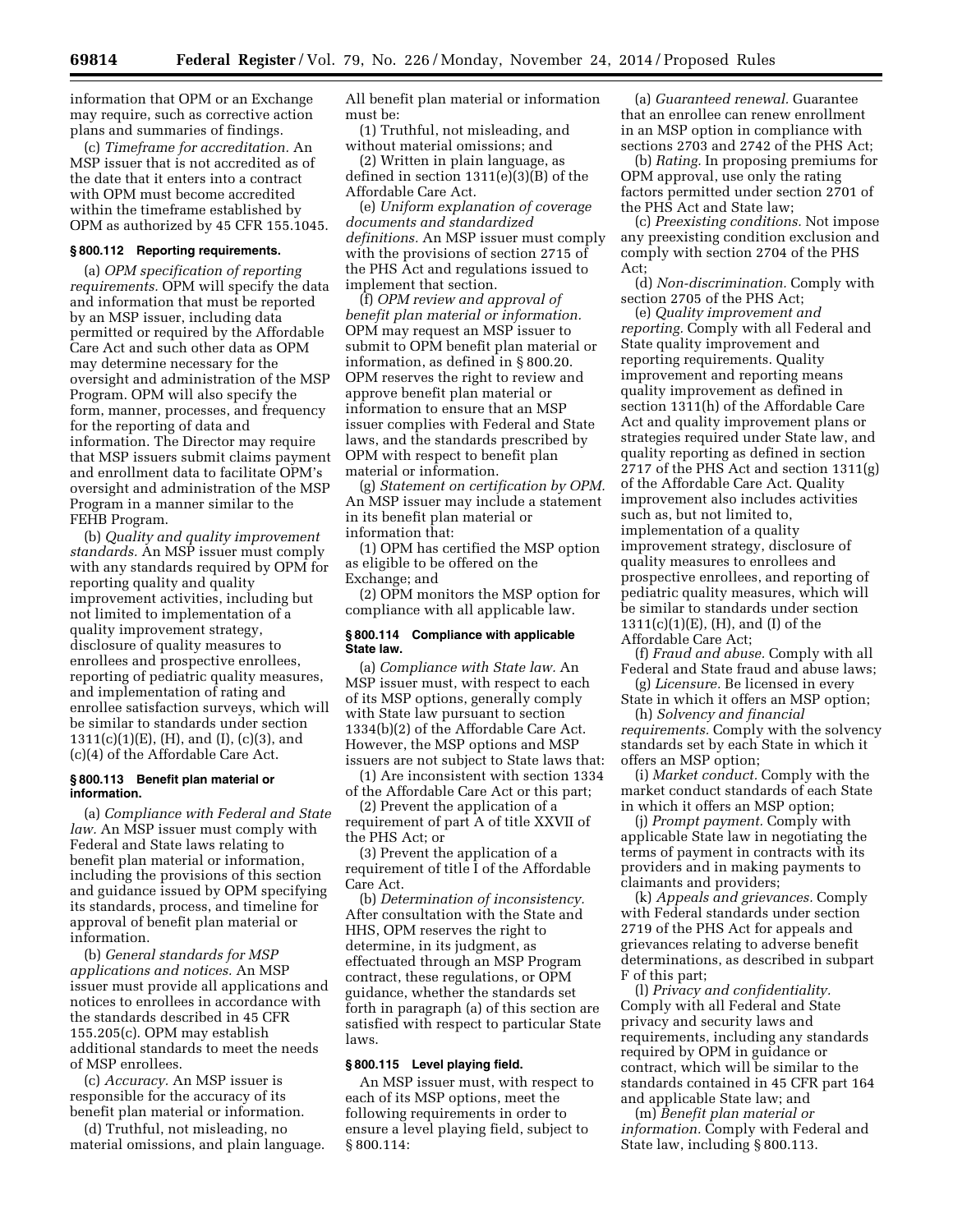information that OPM or an Exchange may require, such as corrective action plans and summaries of findings.

(c) *Timeframe for accreditation.* An MSP issuer that is not accredited as of the date that it enters into a contract with OPM must become accredited within the timeframe established by OPM as authorized by 45 CFR 155.1045.

### § 800.112 Reporting requirements.

(a) *OPM specification of reporting requirements.* OPM will specify the data and information that must be reported by an MSP issuer, including data permitted or required by the Affordable Care Act and such other data as OPM may determine necessary for the oversight and administration of the MSP Program. OPM will also specify the form, manner, processes, and frequency for the reporting of data and information. The Director may require that MSP issuers submit claims payment and enrollment data to facilitate OPM's oversight and administration of the MSP Program in a manner similar to the FEHB Program.

(b) *Quality and quality improvement standards.* An MSP issuer must comply with any standards required by OPM for reporting quality and quality improvement activities, including but not limited to implementation of a quality improvement strategy, disclosure of quality measures to enrollees and prospective enrollees, reporting of pediatric quality measures, and implementation of rating and enrollee satisfaction surveys, which will be similar to standards under section 1311(c)(1)(E), (H), and (I), (c)(3), and (c)(4) of the Affordable Care Act.

### § 800.113 Benefit plan material or information.

(a) *Compliance with Federal and State law.* An MSP issuer must comply with Federal and State laws relating to benefit plan material or information, including the provisions of this section and guidance issued by OPM specifying its standards, process, and timeline for approval of benefit plan material or information.

(b) *General standards for MSP applications and notices.* An MSP issuer must provide all applications and notices to enrollees in accordance with the standards described in 45 CFR 155.205(c). OPM may establish additional standards to meet the needs of MSP enrollees.

(c) *Accuracy.* An MSP issuer is responsible for the accuracy of its benefit plan material or information.

(d) Truthful, not misleading, no material omissions, and plain language. All benefit plan material or information must be:

(1) Truthful, not misleading, and without material omissions; and

(2) Written in plain language, as defined in section 1311(e)(3)(B) of the Affordable Care Act.

(e) *Uniform explanation of coverage documents and standardized definitions.* An MSP issuer must comply with the provisions of section 2715 of the PHS Act and regulations issued to implement that section.

(f) *OPM review and approval of benefit plan material or information.* OPM may request an MSP issuer to submit to OPM benefit plan material or information, as defined in § 800.20. OPM reserves the right to review and approve benefit plan material or information to ensure that an MSP issuer complies with Federal and State laws, and the standards prescribed by OPM with respect to benefit plan material or information.

(g) *Statement on certification by OPM.* An MSP issuer may include a statement in its benefit plan material or information that:

(1) OPM has certified the MSP option as eligible to be offered on the Exchange; and

(2) OPM monitors the MSP option for compliance with all applicable law.

### § 800.114 Compliance with applicable State law.

(a) *Compliance with State law.* An MSP issuer must, with respect to each of its MSP options, generally comply with State law pursuant to section 1334(b)(2) of the Affordable Care Act. However, the MSP options and MSP issuers are not subject to State laws that:

(1) Are inconsistent with section 1334 of the Affordable Care Act or this part;

(2) Prevent the application of a requirement of part A of title XXVII of the PHS Act; or

(3) Prevent the application of a requirement of title I of the Affordable Care Act.

(b) *Determination of inconsistency.* After consultation with the State and HHS, OPM reserves the right to determine, in its judgment, as effectuated through an MSP Program contract, these regulations, or OPM guidance, whether the standards set forth in paragraph (a) of this section are satisfied with respect to particular State laws.

### § 800.115 Level playing field.

An MSP issuer must, with respect to each of its MSP options, meet the following requirements in order to ensure a level playing field, subject to § 800.114:

(a) *Guaranteed renewal.* Guarantee that an enrollee can renew enrollment in an MSP option in compliance with sections 2703 and 2742 of the PHS Act;

(b) *Rating.* In proposing premiums for OPM approval, use only the rating factors permitted under section 2701 of the PHS Act and State law;

(c) *Preexisting conditions.* Not impose any preexisting condition exclusion and comply with section 2704 of the PHS Act;

(d) *Non-discrimination.* Comply with section 2705 of the PHS Act;

(e) *Quality improvement and reporting.* Comply with all Federal and State quality improvement and reporting requirements. Quality improvement and reporting means quality improvement as defined in section 1311(h) of the Affordable Care Act and quality improvement plans or strategies required under State law, and quality reporting as defined in section 2717 of the PHS Act and section 1311(g) of the Affordable Care Act. Quality improvement also includes activities such as, but not limited to, implementation of a quality improvement strategy, disclosure of quality measures to enrollees and prospective enrollees, and reporting of pediatric quality measures, which will be similar to standards under section 1311(c)(1)(E), (H), and (I) of the Affordable Care Act;

(f) *Fraud and abuse.* Comply with all Federal and State fraud and abuse laws;

(g) *Licensure.* Be licensed in every State in which it offers an MSP option;

(h) *Solvency and financial requirements.* Comply with the solvency standards set by each State in which it offers an MSP option;

(i) *Market conduct.* Comply with the market conduct standards of each State in which it offers an MSP option;

(j) *Prompt payment.* Comply with applicable State law in negotiating the terms of payment in contracts with its providers and in making payments to claimants and providers;

(k) *Appeals and grievances.* Comply with Federal standards under section 2719 of the PHS Act for appeals and grievances relating to adverse benefit determinations, as described in subpart F of this part;

(l) *Privacy and confidentiality.* Comply with all Federal and State privacy and security laws and requirements, including any standards required by OPM in guidance or contract, which will be similar to the standards contained in 45 CFR part 164 and applicable State law; and

(m) *Benefit plan material or information.* Comply with Federal and State law, including § 800.113.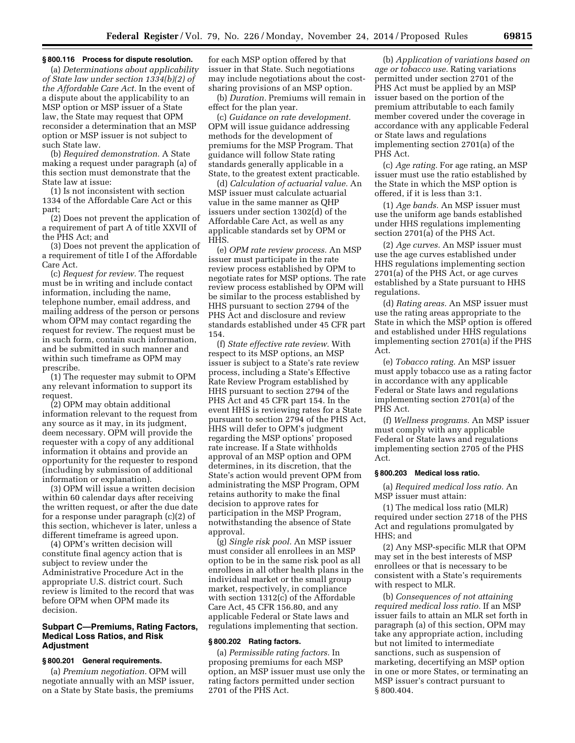### § 800.116 Process for dispute resolution.

(a) *Determinations about applicability of State law under section 1334(b)(2) of the Affordable Care Act.* In the event of a dispute about the applicability to an MSP option or MSP issuer of a State law, the State may request that OPM reconsider a determination that an MSP option or MSP issuer is not subject to such State law.

(b) *Required demonstration.* A State making a request under paragraph (a) of this section must demonstrate that the State law at issue:

(1) Is not inconsistent with section 1334 of the Affordable Care Act or this part;

(2) Does not prevent the application of a requirement of part A of title XXVII of the PHS Act; and

(3) Does not prevent the application of a requirement of title I of the Affordable Care Act.

(c) *Request for review.* The request must be in writing and include contact information, including the name, telephone number, email address, and mailing address of the person or persons whom OPM may contact regarding the request for review. The request must be in such form, contain such information, and be submitted in such manner and within such timeframe as OPM may prescribe.

(1) The requester may submit to OPM any relevant information to support its request.

(2) OPM may obtain additional information relevant to the request from any source as it may, in its judgment, deem necessary. OPM will provide the requester with a copy of any additional information it obtains and provide an opportunity for the requester to respond (including by submission of additional information or explanation).

(3) OPM will issue a written decision within 60 calendar days after receiving the written request, or after the due date for a response under paragraph (c)(2) of this section, whichever is later, unless a different timeframe is agreed upon.

(4) OPM's written decision will constitute final agency action that is subject to review under the Administrative Procedure Act in the appropriate U.S. district court. Such review is limited to the record that was before OPM when OPM made its decision.

## Subpart C—Premiums, Rating Factors, Medical Loss Ratios, and Risk Adjustment

### § 800.201 General requirements.

(a) *Premium negotiation.* OPM will negotiate annually with an MSP issuer, on a State by State basis, the premiums for each MSP option offered by that issuer in that State. Such negotiations may include negotiations about the cost-sharing provisions of an MSP option.

(b) *Duration.* Premiums will remain in effect for the plan year.

(c) *Guidance on rate development.* OPM will issue guidance addressing methods for the development of premiums for the MSP Program. That guidance will follow State rating standards generally applicable in a State, to the greatest extent practicable.

(d) *Calculation of actuarial value.* An MSP issuer must calculate actuarial value in the same manner as QHP issuers under section 1302(d) of the Affordable Care Act, as well as any applicable standards set by OPM or HHS.

(e) *OPM rate review process.* An MSP issuer must participate in the rate review process established by OPM to negotiate rates for MSP options. The rate review process established by OPM will be similar to the process established by HHS pursuant to section 2794 of the PHS Act and disclosure and review standards established under 45 CFR part 154.

(f) *State effective rate review.* With respect to its MSP options, an MSP issuer is subject to a State's rate review process, including a State's Effective Rate Review Program established by HHS pursuant to section 2794 of the PHS Act and 45 CFR part 154. In the event HHS is reviewing rates for a State pursuant to section 2794 of the PHS Act, HHS will defer to OPM's judgment regarding the MSP options' proposed rate increase. If a State withholds approval of an MSP option and OPM determines, in its discretion, that the State's action would prevent OPM from administrating the MSP Program, OPM retains authority to make the final decision to approve rates for participation in the MSP Program, notwithstanding the absence of State approval.

(g) *Single risk pool.* An MSP issuer must consider all enrollees in an MSP option to be in the same risk pool as all enrollees in all other health plans in the individual market or the small group market, respectively, in compliance with section 1312(c) of the Affordable Care Act, 45 CFR 156.80, and any applicable Federal or State laws and regulations implementing that section.

### § 800.202 Rating factors.

(a) *Permissible rating factors.* In proposing premiums for each MSP option, an MSP issuer must use only the rating factors permitted under section 2701 of the PHS Act.

(b) *Application of variations based on age or tobacco use.* Rating variations permitted under section 2701 of the PHS Act must be applied by an MSP issuer based on the portion of the premium attributable to each family member covered under the coverage in accordance with any applicable Federal or State laws and regulations implementing section 2701(a) of the PHS Act.

(c) *Age rating.* For age rating, an MSP issuer must use the ratio established by the State in which the MSP option is offered, if it is less than 3:1.

(1) *Age bands.* An MSP issuer must use the uniform age bands established under HHS regulations implementing section 2701(a) of the PHS Act.

(2) *Age curves.* An MSP issuer must use the age curves established under HHS regulations implementing section 2701(a) of the PHS Act, or age curves established by a State pursuant to HHS regulations.

(d) *Rating areas.* An MSP issuer must use the rating areas appropriate to the State in which the MSP option is offered and established under HHS regulations implementing section 2701(a) if the PHS Act.

(e) *Tobacco rating.* An MSP issuer must apply tobacco use as a rating factor in accordance with any applicable Federal or State laws and regulations implementing section 2701(a) of the PHS Act.

(f) *Wellness programs.* An MSP issuer must comply with any applicable Federal or State laws and regulations implementing section 2705 of the PHS Act.

### § 800.203 Medical loss ratio.

(a) *Required medical loss ratio.* An MSP issuer must attain:

(1) The medical loss ratio (MLR) required under section 2718 of the PHS Act and regulations promulgated by HHS; and

(2) Any MSP-specific MLR that OPM may set in the best interests of MSP enrollees or that is necessary to be consistent with a State's requirements with respect to MLR.

(b) *Consequences of not attaining required medical loss ratio.* If an MSP issuer fails to attain an MLR set forth in paragraph (a) of this section, OPM may take any appropriate action, including but not limited to intermediate sanctions, such as suspension of marketing, decertifying an MSP option in one or more States, or terminating an MSP issuer's contract pursuant to § 800.404.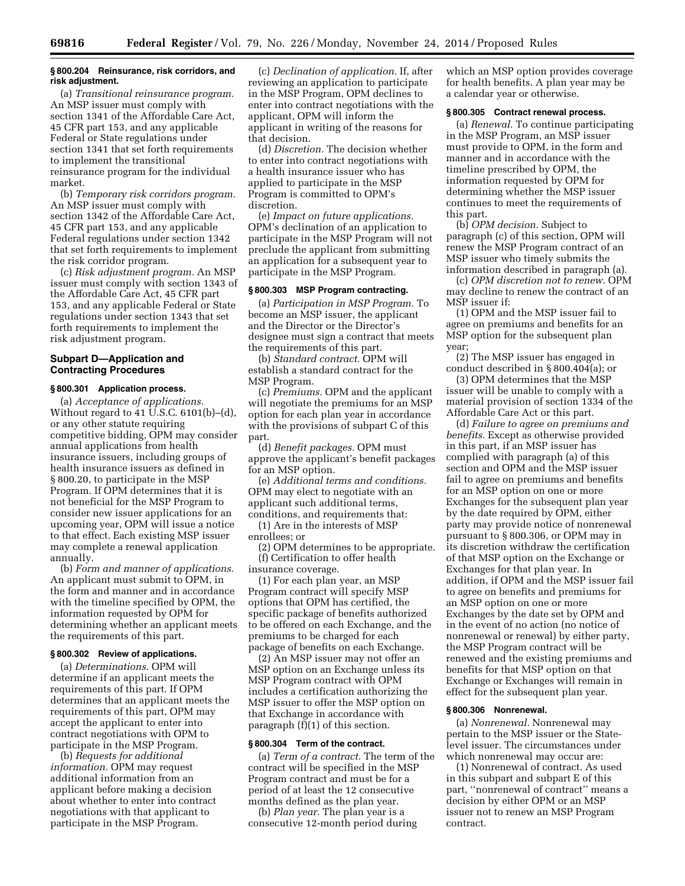### § 800.204 Reinsurance, risk corridors, and risk adjustment.

(a) *Transitional reinsurance program.* An MSP issuer must comply with section 1341 of the Affordable Care Act, 45 CFR part 153, and any applicable Federal or State regulations under section 1341 that set forth requirements to implement the transitional reinsurance program for the individual market.

(b) *Temporary risk corridors program.* An MSP issuer must comply with section 1342 of the Affordable Care Act, 45 CFR part 153, and any applicable Federal regulations under section 1342 that set forth requirements to implement the risk corridor program.

(c) *Risk adjustment program.* An MSP issuer must comply with section 1343 of the Affordable Care Act, 45 CFR part 153, and any applicable Federal or State regulations under section 1343 that set forth requirements to implement the risk adjustment program.

## Subpart D—Application and Contracting Procedures

### § 800.301 Application process.

(a) *Acceptance of applications.* Without regard to 41 U.S.C. 6101(b)–(d), or any other statute requiring competitive bidding, OPM may consider annual applications from health insurance issuers, including groups of health insurance issuers as defined in § 800.20, to participate in the MSP Program. If OPM determines that it is not beneficial for the MSP Program to consider new issuer applications for an upcoming year, OPM will issue a notice to that effect. Each existing MSP issuer may complete a renewal application annually.

(b) *Form and manner of applications.* An applicant must submit to OPM, in the form and manner and in accordance with the timeline specified by OPM, the information requested by OPM for determining whether an applicant meets the requirements of this part.

### § 800.302 Review of applications.

(a) *Determinations.* OPM will determine if an applicant meets the requirements of this part. If OPM determines that an applicant meets the requirements of this part, OPM may accept the applicant to enter into contract negotiations with OPM to participate in the MSP Program.

(b) *Requests for additional information.* OPM may request additional information from an applicant before making a decision about whether to enter into contract negotiations with that applicant to participate in the MSP Program.

(c) *Declination of application.* If, after reviewing an application to participate in the MSP Program, OPM declines to enter into contract negotiations with the applicant, OPM will inform the applicant in writing of the reasons for that decision.

(d) *Discretion.* The decision whether to enter into contract negotiations with a health insurance issuer who has applied to participate in the MSP Program is committed to OPM's discretion.

(e) *Impact on future applications.* OPM's declination of an application to participate in the MSP Program will not preclude the applicant from submitting an application for a subsequent year to participate in the MSP Program.

### § 800.303 MSP Program contracting.

(a) *Participation in MSP Program.* To become an MSP issuer, the applicant and the Director or the Director's designee must sign a contract that meets the requirements of this part.

(b) *Standard contract.* OPM will establish a standard contract for the MSP Program.

(c) *Premiums.* OPM and the applicant will negotiate the premiums for an MSP option for each plan year in accordance with the provisions of subpart C of this part.

(d) *Benefit packages.* OPM must approve the applicant's benefit packages for an MSP option.

(e) *Additional terms and conditions.* OPM may elect to negotiate with an applicant such additional terms, conditions, and requirements that:

(1) Are in the interests of MSP enrollees; or

(2) OPM determines to be appropriate.

(f) Certification to offer health insurance coverage.

(1) For each plan year, an MSP Program contract will specify MSP options that OPM has certified, the specific package of benefits authorized to be offered on each Exchange, and the premiums to be charged for each package of benefits on each Exchange.

(2) An MSP issuer may not offer an MSP option on an Exchange unless its MSP Program contract with OPM includes a certification authorizing the MSP issuer to offer the MSP option on that Exchange in accordance with paragraph (f)(1) of this section.

### § 800.304 Term of the contract.

(a) *Term of a contract.* The term of the contract will be specified in the MSP Program contract and must be for a period of at least the 12 consecutive months defined as the plan year.

(b) *Plan year.* The plan year is a consecutive 12-month period during which an MSP option provides coverage for health benefits. A plan year may be a calendar year or otherwise.

### § 800.305 Contract renewal process.

(a) *Renewal.* To continue participating in the MSP Program, an MSP issuer must provide to OPM, in the form and manner and in accordance with the timeline prescribed by OPM, the information requested by OPM for determining whether the MSP issuer continues to meet the requirements of this part.

(b) *OPM decision.* Subject to paragraph (c) of this section, OPM will renew the MSP Program contract of an MSP issuer who timely submits the information described in paragraph (a).

(c) *OPM discretion not to renew.* OPM may decline to renew the contract of an MSP issuer if:

(1) OPM and the MSP issuer fail to agree on premiums and benefits for an MSP option for the subsequent plan year;

(2) The MSP issuer has engaged in conduct described in § 800.404(a); or

(3) OPM determines that the MSP issuer will be unable to comply with a material provision of section 1334 of the Affordable Care Act or this part.

(d) *Failure to agree on premiums and benefits.* Except as otherwise provided in this part, if an MSP issuer has complied with paragraph (a) of this section and OPM and the MSP issuer fail to agree on premiums and benefits for an MSP option on one or more Exchanges for the subsequent plan year by the date required by OPM, either party may provide notice of nonrenewal pursuant to § 800.306, or OPM may in its discretion withdraw the certification of that MSP option on the Exchange or Exchanges for that plan year. In addition, if OPM and the MSP issuer fail to agree on benefits and premiums for an MSP option on one or more Exchanges by the date set by OPM and in the event of no action (no notice of nonrenewal or renewal) by either party, the MSP Program contract will be renewed and the existing premiums and benefits for that MSP option on that Exchange or Exchanges will remain in effect for the subsequent plan year.

### § 800.306 Nonrenewal.

(a) *Nonrenewal.* Nonrenewal may pertain to the MSP issuer or the State-level issuer. The circumstances under which nonrenewal may occur are:

(1) Nonrenewal of contract. As used in this subpart and subpart E of this part, ''nonrenewal of contract'' means a decision by either OPM or an MSP issuer not to renew an MSP Program contract.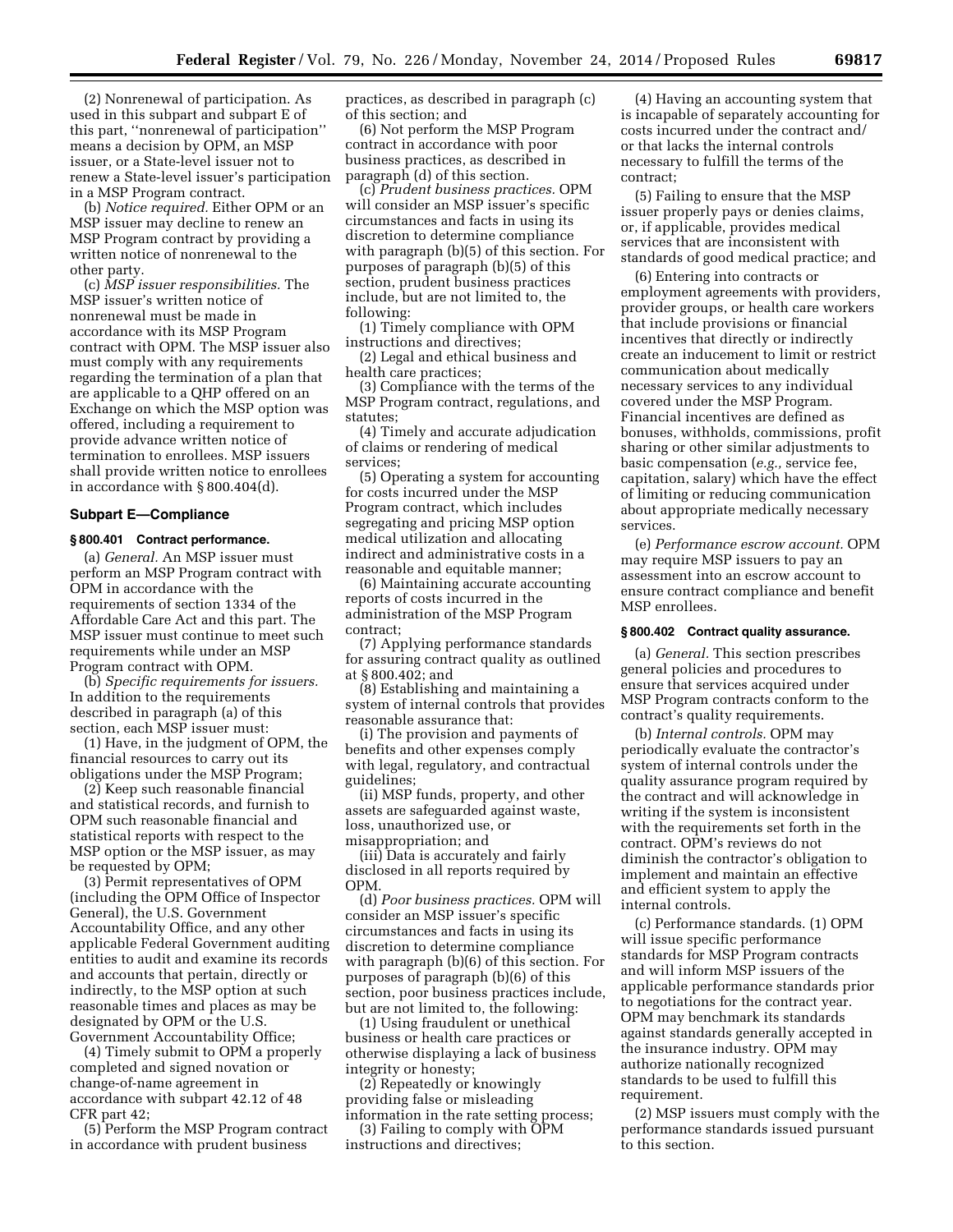(2) Nonrenewal of participation. As used in this subpart and subpart E of this part, ''nonrenewal of participation'' means a decision by OPM, an MSP issuer, or a State-level issuer not to renew a State-level issuer's participation in a MSP Program contract.

(b) *Notice required.* Either OPM or an MSP issuer may decline to renew an MSP Program contract by providing a written notice of nonrenewal to the other party.

(c) *MSP issuer responsibilities.* The MSP issuer's written notice of nonrenewal must be made in accordance with its MSP Program contract with OPM. The MSP issuer also must comply with any requirements regarding the termination of a plan that are applicable to a QHP offered on an Exchange on which the MSP option was offered, including a requirement to provide advance written notice of termination to enrollees. MSP issuers shall provide written notice to enrollees in accordance with § 800.404(d).

## Subpart E—Compliance

### § 800.401 Contract performance.

(a) *General.* An MSP issuer must perform an MSP Program contract with OPM in accordance with the requirements of section 1334 of the Affordable Care Act and this part. The MSP issuer must continue to meet such requirements while under an MSP Program contract with OPM.

(b) *Specific requirements for issuers.* In addition to the requirements described in paragraph (a) of this section, each MSP issuer must:

(1) Have, in the judgment of OPM, the financial resources to carry out its obligations under the MSP Program;

(2) Keep such reasonable financial and statistical records, and furnish to OPM such reasonable financial and statistical reports with respect to the MSP option or the MSP issuer, as may be requested by OPM;

(3) Permit representatives of OPM (including the OPM Office of Inspector General), the U.S. Government Accountability Office, and any other applicable Federal Government auditing entities to audit and examine its records and accounts that pertain, directly or indirectly, to the MSP option at such reasonable times and places as may be designated by OPM or the U.S. Government Accountability Office;

(4) Timely submit to OPM a properly completed and signed novation or change-of-name agreement in accordance with subpart 42.12 of 48 CFR part 42;

(5) Perform the MSP Program contract in accordance with prudent business practices, as described in paragraph (c) of this section; and

(6) Not perform the MSP Program contract in accordance with poor business practices, as described in paragraph (d) of this section.

(c) *Prudent business practices.* OPM will consider an MSP issuer's specific circumstances and facts in using its discretion to determine compliance with paragraph (b)(5) of this section. For purposes of paragraph (b)(5) of this section, prudent business practices include, but are not limited to, the following:

(1) Timely compliance with OPM instructions and directives;

(2) Legal and ethical business and health care practices;

(3) Compliance with the terms of the MSP Program contract, regulations, and statutes;

(4) Timely and accurate adjudication of claims or rendering of medical services;

(5) Operating a system for accounting for costs incurred under the MSP Program contract, which includes segregating and pricing MSP option medical utilization and allocating indirect and administrative costs in a reasonable and equitable manner;

(6) Maintaining accurate accounting reports of costs incurred in the administration of the MSP Program contract;

(7) Applying performance standards for assuring contract quality as outlined at § 800.402; and

(8) Establishing and maintaining a system of internal controls that provides reasonable assurance that:

(i) The provision and payments of benefits and other expenses comply with legal, regulatory, and contractual guidelines;

(ii) MSP funds, property, and other assets are safeguarded against waste, loss, unauthorized use, or misappropriation; and

(iii) Data is accurately and fairly disclosed in all reports required by OPM.

(d) *Poor business practices.* OPM will consider an MSP issuer's specific circumstances and facts in using its discretion to determine compliance with paragraph (b)(6) of this section. For purposes of paragraph (b)(6) of this section, poor business practices include, but are not limited to, the following:

(1) Using fraudulent or unethical business or health care practices or otherwise displaying a lack of business integrity or honesty;

(2) Repeatedly or knowingly providing false or misleading information in the rate setting process;

(3) Failing to comply with OPM instructions and directives;

(4) Having an accounting system that is incapable of separately accounting for costs incurred under the contract and/or that lacks the internal controls necessary to fulfill the terms of the contract;

(5) Failing to ensure that the MSP issuer properly pays or denies claims, or, if applicable, provides medical services that are inconsistent with standards of good medical practice; and

(6) Entering into contracts or employment agreements with providers, provider groups, or health care workers that include provisions or financial incentives that directly or indirectly create an inducement to limit or restrict communication about medically necessary services to any individual covered under the MSP Program. Financial incentives are defined as bonuses, withholds, commissions, profit sharing or other similar adjustments to basic compensation (*e.g.,* service fee, capitation, salary) which have the effect of limiting or reducing communication about appropriate medically necessary services.

(e) *Performance escrow account.* OPM may require MSP issuers to pay an assessment into an escrow account to ensure contract compliance and benefit MSP enrollees.

### § 800.402 Contract quality assurance.

(a) *General.* This section prescribes general policies and procedures to ensure that services acquired under MSP Program contracts conform to the contract's quality requirements.

(b) *Internal controls.* OPM may periodically evaluate the contractor's system of internal controls under the quality assurance program required by the contract and will acknowledge in writing if the system is inconsistent with the requirements set forth in the contract. OPM's reviews do not diminish the contractor's obligation to implement and maintain an effective and efficient system to apply the internal controls.

(c) Performance standards. (1) OPM will issue specific performance standards for MSP Program contracts and will inform MSP issuers of the applicable performance standards prior to negotiations for the contract year. OPM may benchmark its standards against standards generally accepted in the insurance industry. OPM may authorize nationally recognized standards to be used to fulfill this requirement.

(2) MSP issuers must comply with the performance standards issued pursuant to this section.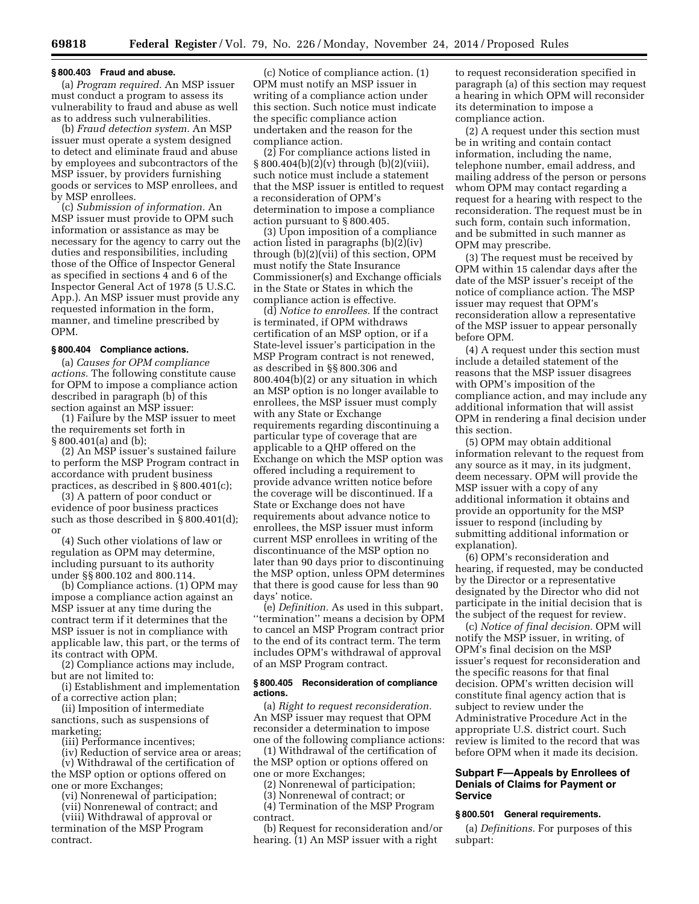### § 800.403 Fraud and abuse.

(a) *Program required.* An MSP issuer must conduct a program to assess its vulnerability to fraud and abuse as well as to address such vulnerabilities.

(b) *Fraud detection system.* An MSP issuer must operate a system designed to detect and eliminate fraud and abuse by employees and subcontractors of the MSP issuer, by providers furnishing goods or services to MSP enrollees, and by MSP enrollees.

(c) *Submission of information.* An MSP issuer must provide to OPM such information or assistance as may be necessary for the agency to carry out the duties and responsibilities, including those of the Office of Inspector General as specified in sections 4 and 6 of the Inspector General Act of 1978 (5 U.S.C. App.). An MSP issuer must provide any requested information in the form, manner, and timeline prescribed by OPM.

### § 800.404 Compliance actions.

(a) *Causes for OPM compliance actions.* The following constitute cause for OPM to impose a compliance action described in paragraph (b) of this section against an MSP issuer:

(1) Failure by the MSP issuer to meet the requirements set forth in § 800.401(a) and (b);

(2) An MSP issuer's sustained failure to perform the MSP Program contract in accordance with prudent business practices, as described in § 800.401(c);

(3) A pattern of poor conduct or evidence of poor business practices such as those described in § 800.401(d); or

(4) Such other violations of law or regulation as OPM may determine, including pursuant to its authority under §§ 800.102 and 800.114.

(b) Compliance actions. (1) OPM may impose a compliance action against an MSP issuer at any time during the contract term if it determines that the MSP issuer is not in compliance with applicable law, this part, or the terms of its contract with OPM.

(2) Compliance actions may include, but are not limited to:

(i) Establishment and implementation of a corrective action plan;

(ii) Imposition of intermediate sanctions, such as suspensions of marketing;

(iii) Performance incentives;

(iv) Reduction of service area or areas;

(v) Withdrawal of the certification of the MSP option or options offered on one or more Exchanges;

(vi) Nonrenewal of participation;

(vii) Nonrenewal of contract; and

(viii) Withdrawal of approval or termination of the MSP Program contract.

(c) Notice of compliance action. (1) OPM must notify an MSP issuer in writing of a compliance action under this section. Such notice must indicate the specific compliance action undertaken and the reason for the compliance action.

(2) For compliance actions listed in § 800.404(b)(2)(v) through (b)(2)(viii), such notice must include a statement that the MSP issuer is entitled to request a reconsideration of OPM's determination to impose a compliance action pursuant to § 800.405.

(3) Upon imposition of a compliance action listed in paragraphs (b)(2)(iv) through (b)(2)(vii) of this section, OPM must notify the State Insurance Commissioner(s) and Exchange officials in the State or States in which the compliance action is effective.

(d) *Notice to enrollees.* If the contract is terminated, if OPM withdraws certification of an MSP option, or if a State-level issuer's participation in the MSP Program contract is not renewed, as described in §§ 800.306 and 800.404(b)(2) or any situation in which an MSP option is no longer available to enrollees, the MSP issuer must comply with any State or Exchange requirements regarding discontinuing a particular type of coverage that are applicable to a QHP offered on the Exchange on which the MSP option was offered including a requirement to provide advance written notice before the coverage will be discontinued. If a State or Exchange does not have requirements about advance notice to enrollees, the MSP issuer must inform current MSP enrollees in writing of the discontinuance of the MSP option no later than 90 days prior to discontinuing the MSP option, unless OPM determines that there is good cause for less than 90 days' notice.

(e) *Definition.* As used in this subpart, "termination" means a decision by OPM to cancel an MSP Program contract prior to the end of its contract term. The term includes OPM's withdrawal of approval of an MSP Program contract.

### § 800.405 Reconsideration of compliance actions.

(a) *Right to request reconsideration.* An MSP issuer may request that OPM reconsider a determination to impose one of the following compliance actions:

(1) Withdrawal of the certification of the MSP option or options offered on one or more Exchanges;

(2) Nonrenewal of participation;

(3) Nonrenewal of contract; or

(4) Termination of the MSP Program contract.

(b) Request for reconsideration and/or hearing. (1) An MSP issuer with a right to request reconsideration specified in paragraph (a) of this section may request a hearing in which OPM will reconsider its determination to impose a compliance action.

(2) A request under this section must be in writing and contain contact information, including the name, telephone number, email address, and mailing address of the person or persons whom OPM may contact regarding a request for a hearing with respect to the reconsideration. The request must be in such form, contain such information, and be submitted in such manner as OPM may prescribe.

(3) The request must be received by OPM within 15 calendar days after the date of the MSP issuer's receipt of the notice of compliance action. The MSP issuer may request that OPM's reconsideration allow a representative of the MSP issuer to appear personally before OPM.

(4) A request under this section must include a detailed statement of the reasons that the MSP issuer disagrees with OPM's imposition of the compliance action, and may include any additional information that will assist OPM in rendering a final decision under this section.

(5) OPM may obtain additional information relevant to the request from any source as it may, in its judgment, deem necessary. OPM will provide the MSP issuer with a copy of any additional information it obtains and provide an opportunity for the MSP issuer to respond (including by submitting additional information or explanation).

(6) OPM's reconsideration and hearing, if requested, may be conducted by the Director or a representative designated by the Director who did not participate in the initial decision that is the subject of the request for review.

(c) *Notice of final decision.* OPM will notify the MSP issuer, in writing, of OPM's final decision on the MSP issuer's request for reconsideration and the specific reasons for that final decision. OPM's written decision will constitute final agency action that is subject to review under the Administrative Procedure Act in the appropriate U.S. district court. Such review is limited to the record that was before OPM when it made its decision.

## Subpart F—Appeals by Enrollees of Denials of Claims for Payment or Service

### § 800.501 General requirements.

(a) *Definitions.* For purposes of this subpart: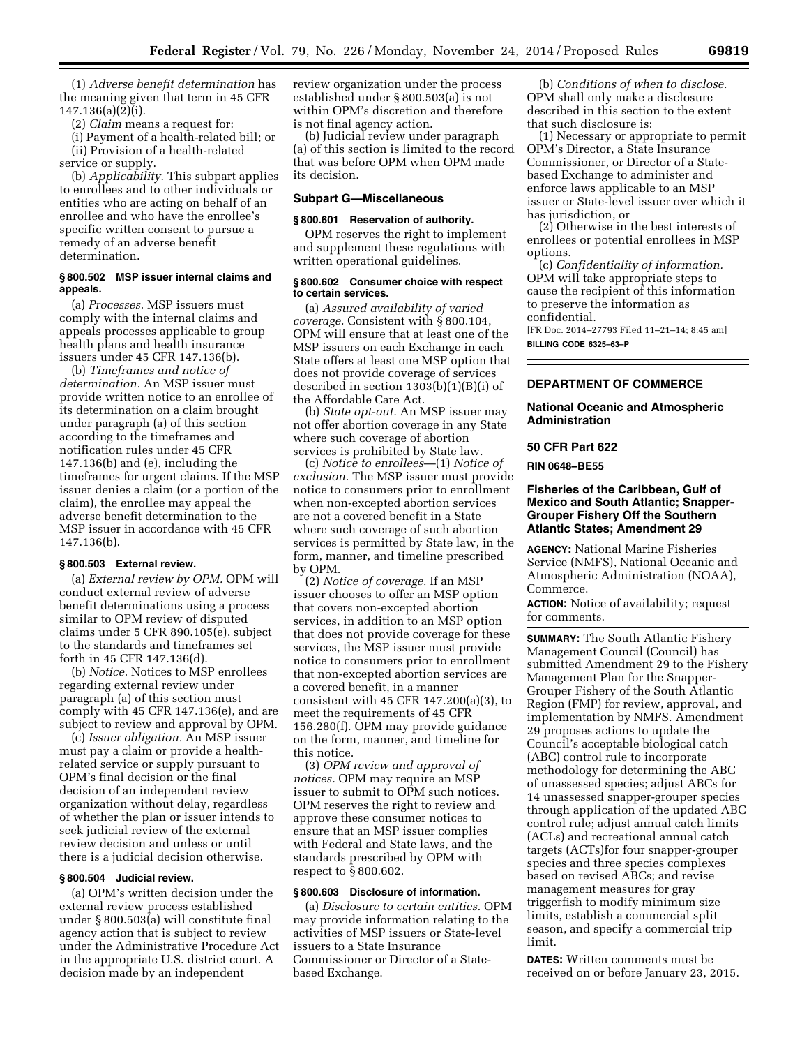(1) *Adverse benefit determination* has the meaning given that term in 45 CFR 147.136(a)(2)(i).

(2) *Claim* means a request for:

(i) Payment of a health-related bill; or

(ii) Provision of a health-related service or supply.

(b) *Applicability.* This subpart applies to enrollees and to other individuals or entities who are acting on behalf of an enrollee and who have the enrollee's specific written consent to pursue a remedy of an adverse benefit determination.

#### § 800.502 MSP issuer internal claims and appeals.

(a) *Processes.* MSP issuers must comply with the internal claims and appeals processes applicable to group health plans and health insurance issuers under 45 CFR 147.136(b).

(b) *Timeframes and notice of determination.* An MSP issuer must provide written notice to an enrollee of its determination on a claim brought under paragraph (a) of this section according to the timeframes and notification rules under 45 CFR 147.136(b) and (e), including the timeframes for urgent claims. If the MSP issuer denies a claim (or a portion of the claim), the enrollee may appeal the adverse benefit determination to the MSP issuer in accordance with 45 CFR 147.136(b).

#### § 800.503 External review.

(a) *External review by OPM.* OPM will conduct external review of adverse benefit determinations using a process similar to OPM review of disputed claims under 5 CFR 890.105(e), subject to the standards and timeframes set forth in 45 CFR 147.136(d).

(b) *Notice.* Notices to MSP enrollees regarding external review under paragraph (a) of this section must comply with 45 CFR 147.136(e), and are subject to review and approval by OPM.

(c) *Issuer obligation.* An MSP issuer must pay a claim or provide a health-related service or supply pursuant to OPM's final decision or the final decision of an independent review organization without delay, regardless of whether the plan or issuer intends to seek judicial review of the external review decision and unless or until there is a judicial decision otherwise.

#### § 800.504 Judicial review.

(a) OPM's written decision under the external review process established under § 800.503(a) will constitute final agency action that is subject to review under the Administrative Procedure Act in the appropriate U.S. district court. A decision made by an independent review organization under the process established under § 800.503(a) is not within OPM's discretion and therefore is not final agency action.

(b) Judicial review under paragraph (a) of this section is limited to the record that was before OPM when OPM made its decision.

### Subpart G—Miscellaneous

#### § 800.601 Reservation of authority.

OPM reserves the right to implement and supplement these regulations with written operational guidelines.

#### § 800.602 Consumer choice with respect to certain services.

(a) *Assured availability of varied coverage.* Consistent with § 800.104, OPM will ensure that at least one of the MSP issuers on each Exchange in each State offers at least one MSP option that does not provide coverage of services described in section 1303(b)(1)(B)(i) of the Affordable Care Act.

(b) *State opt-out.* An MSP issuer may not offer abortion coverage in any State where such coverage of abortion services is prohibited by State law.

(c) *Notice to enrollees*—(1) *Notice of exclusion.* The MSP issuer must provide notice to consumers prior to enrollment when non-excepted abortion services are not a covered benefit in a State where such coverage of such abortion services is permitted by State law, in the form, manner, and timeline prescribed by OPM.

(2) *Notice of coverage.* If an MSP issuer chooses to offer an MSP option that covers non-excepted abortion services, in addition to an MSP option that does not provide coverage for these services, the MSP issuer must provide notice to consumers prior to enrollment that non-excepted abortion services are a covered benefit, in a manner consistent with 45 CFR 147.200(a)(3), to meet the requirements of 45 CFR 156.280(f). OPM may provide guidance on the form, manner, and timeline for this notice.

(3) *OPM review and approval of notices.* OPM may require an MSP issuer to submit to OPM such notices. OPM reserves the right to review and approve these consumer notices to ensure that an MSP issuer complies with Federal and State laws, and the standards prescribed by OPM with respect to § 800.602.

#### § 800.603 Disclosure of information.

(a) *Disclosure to certain entities.* OPM may provide information relating to the activities of MSP issuers or State-level issuers to a State Insurance Commissioner or Director of a State-based Exchange.

(b) *Conditions of when to disclose.* OPM shall only make a disclosure described in this section to the extent that such disclosure is:

(1) Necessary or appropriate to permit OPM's Director, a State Insurance Commissioner, or Director of a State-based Exchange to administer and enforce laws applicable to an MSP issuer or State-level issuer over which it has jurisdiction, or

(2) Otherwise in the best interests of enrollees or potential enrollees in MSP options.

(c) *Confidentiality of information.* OPM will take appropriate steps to cause the recipient of this information to preserve the information as confidential.

[FR Doc. 2014–27793 Filed 11–21–14; 8:45 am]

**BILLING CODE 6325–63–P**

---

## DEPARTMENT OF COMMERCE

### National Oceanic and Atmospheric Administration

### 50 CFR Part 622

### RIN 0648–BE55

### Fisheries of the Caribbean, Gulf of Mexico and South Atlantic; Snapper-Grouper Fishery Off the Southern Atlantic States; Amendment 29

**AGENCY:** National Marine Fisheries Service (NMFS), National Oceanic and Atmospheric Administration (NOAA), Commerce.

**ACTION:** Notice of availability; request for comments.

**SUMMARY:** The South Atlantic Fishery Management Council (Council) has submitted Amendment 29 to the Fishery Management Plan for the Snapper-Grouper Fishery of the South Atlantic Region (FMP) for review, approval, and implementation by NMFS. Amendment 29 proposes actions to update the Council's acceptable biological catch (ABC) control rule to incorporate methodology for determining the ABC of unassessed species; adjust ABCs for 14 unassessed snapper-grouper species through application of the updated ABC control rule; adjust annual catch limits (ACLs) and recreational annual catch targets (ACTs)for four snapper-grouper species and three species complexes based on revised ABCs; and revise management measures for gray triggerfish to modify minimum size limits, establish a commercial split season, and specify a commercial trip limit.

**DATES:** Written comments must be received on or before January 23, 2015.